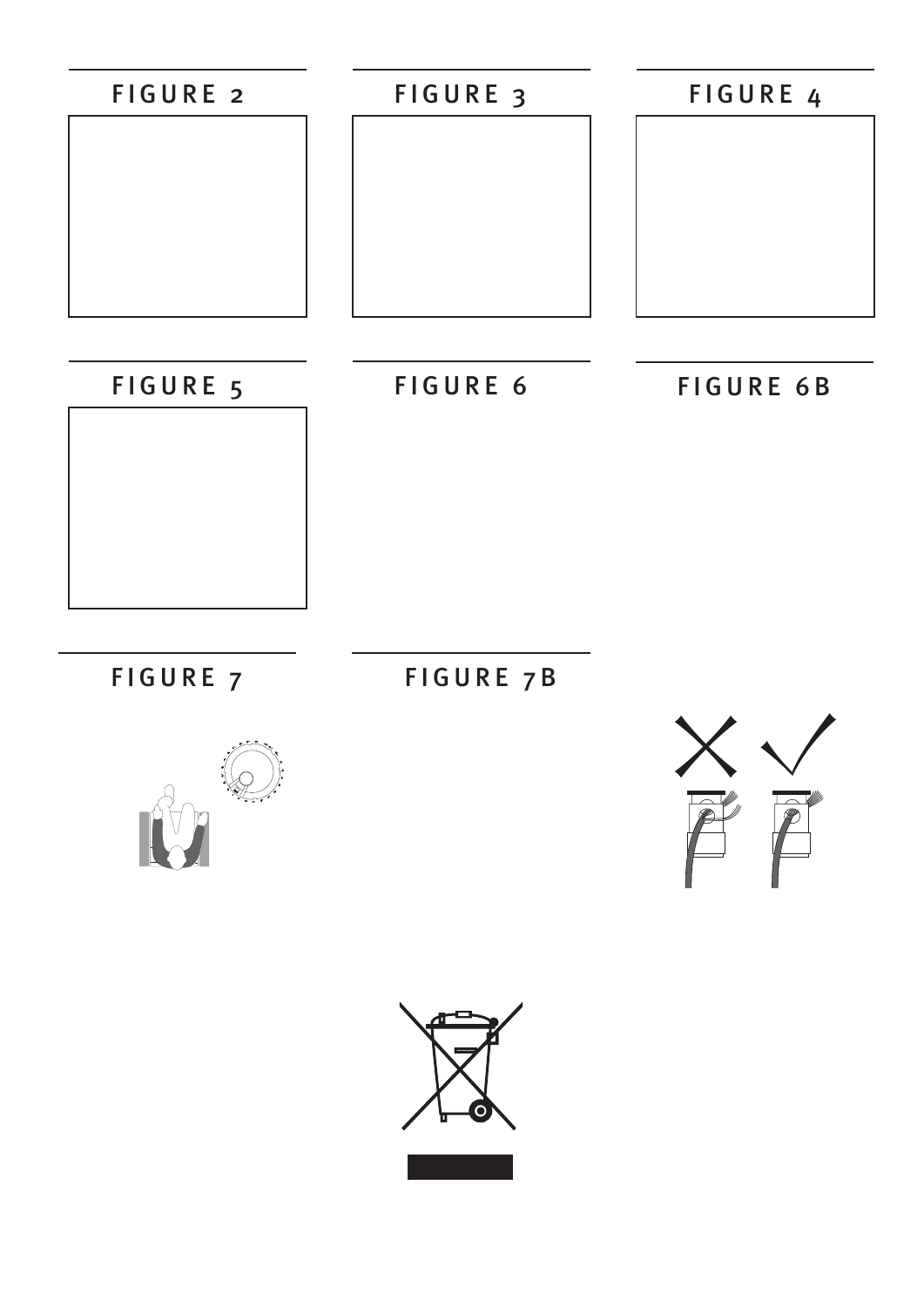FIGURE 2

FIGURE 3

FIGURE 4

FIGURE 5

FIGURE 6

FIGURE 6B

FIGURE 7

FIGURE 7B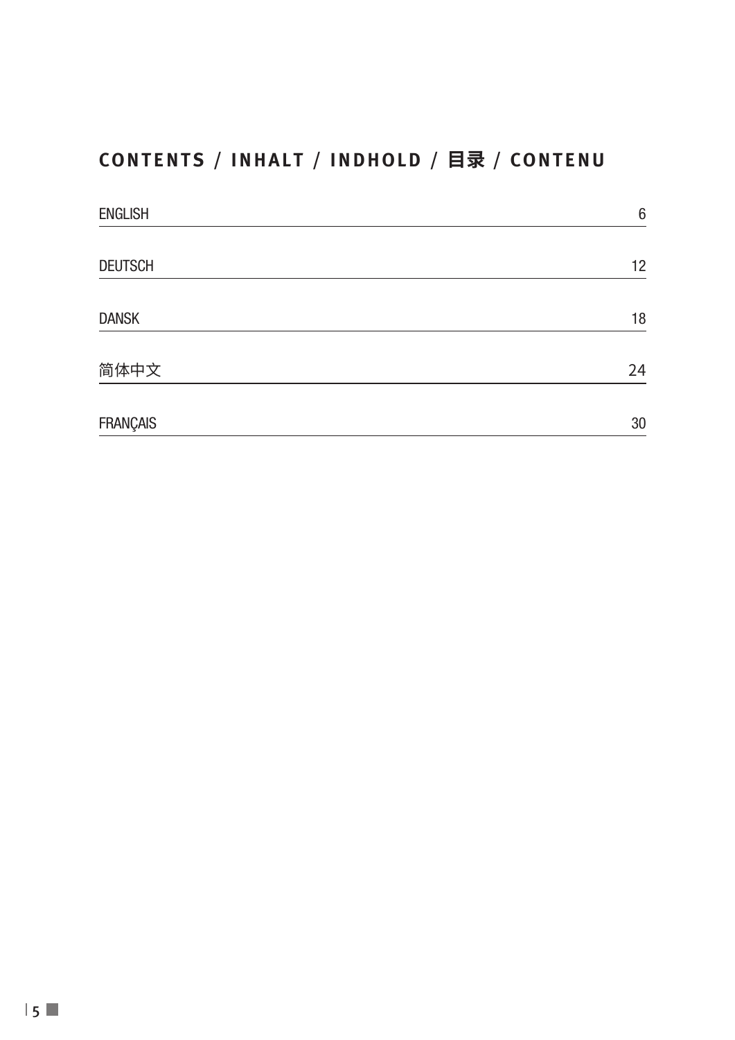## CONTENTS / INHALT / INDHOLD / 目录 / CONTENU

| | |
|---|---|
| ENGLISH | 6 |
| DEUTSCH | 12 |
| DANSK | 18 |
| 简体中文 | 24 |
| FRANÇAIS | 30 |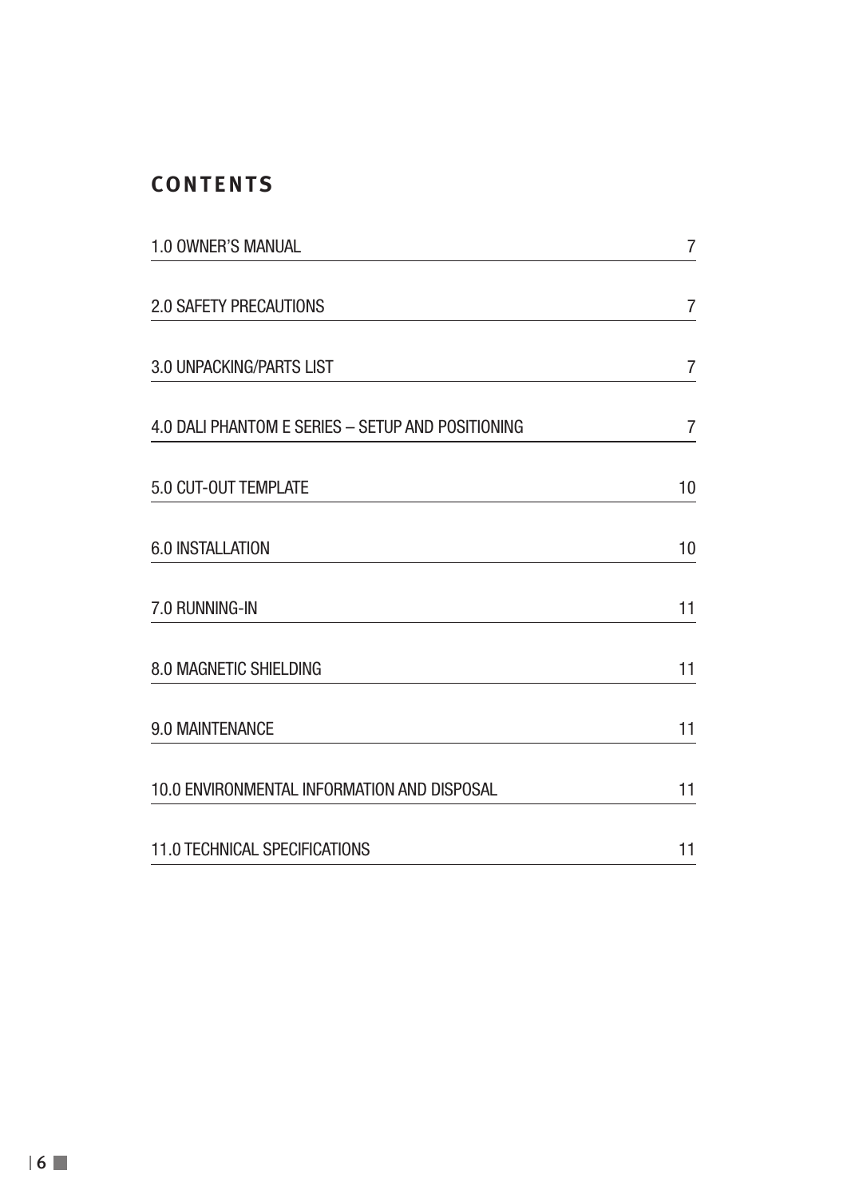## CONTENTS

| | |
|---|---|
| 1.0 OWNER'S MANUAL | 7 |
| 2.0 SAFETY PRECAUTIONS | 7 |
| 3.0 UNPACKING/PARTS LIST | 7 |
| 4.0 DALI PHANTOM E SERIES – SETUP AND POSITIONING | 7 |
| 5.0 CUT-OUT TEMPLATE | 10 |
| 6.0 INSTALLATION | 10 |
| 7.0 RUNNING-IN | 11 |
| 8.0 MAGNETIC SHIELDING | 11 |
| 9.0 MAINTENANCE | 11 |
| 10.0 ENVIRONMENTAL INFORMATION AND DISPOSAL | 11 |
| 11.0 TECHNICAL SPECIFICATIONS | 11 |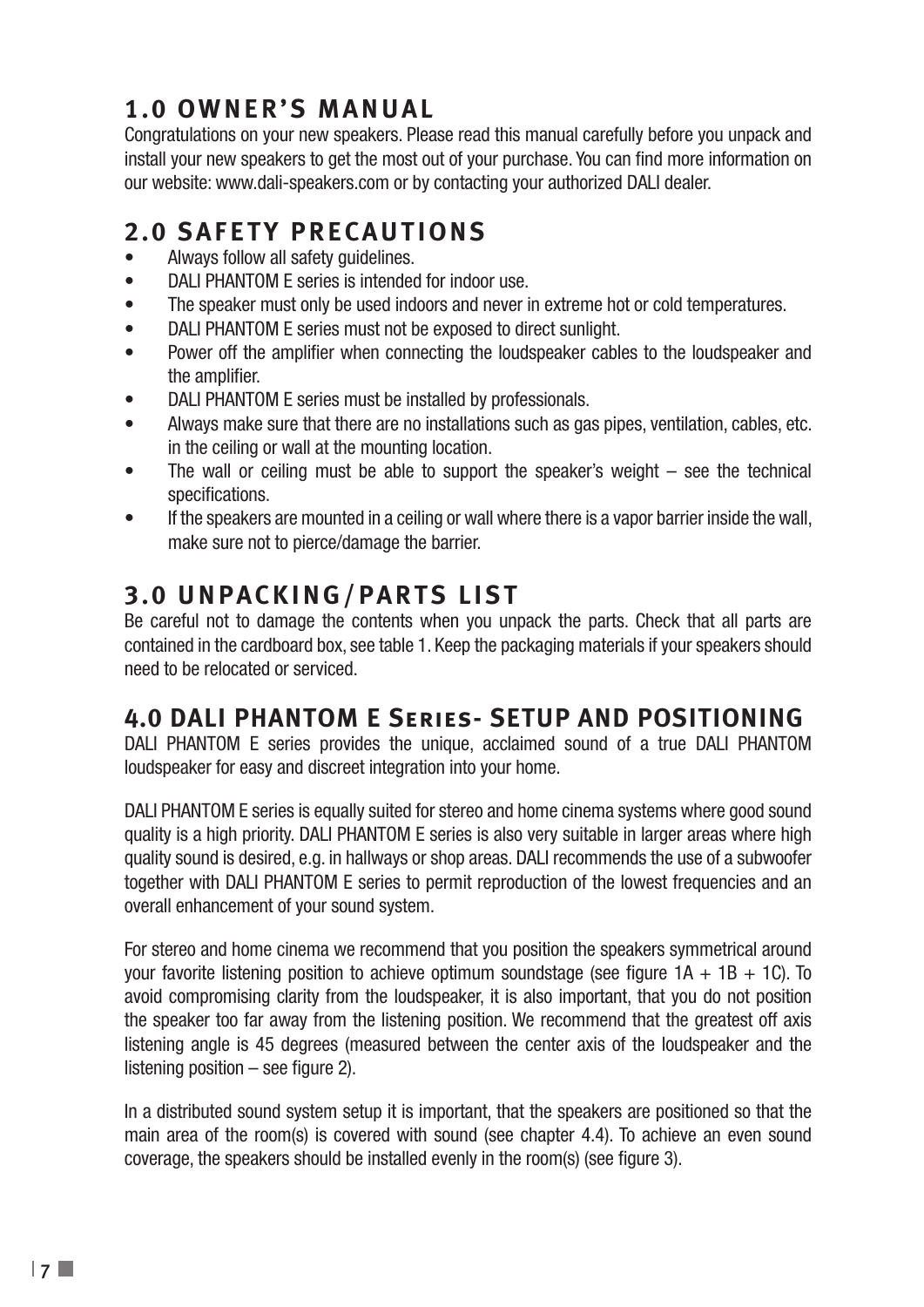## 1.0 OWNER'S MANUAL

Congratulations on your new speakers. Please read this manual carefully before you unpack and install your new speakers to get the most out of your purchase. You can find more information on our website: www.dali-speakers.com or by contacting your authorized DALI dealer.

## 2.0 SAFETY PRECAUTIONS

- Always follow all safety guidelines.
- DALI PHANTOM E series is intended for indoor use.
- The speaker must only be used indoors and never in extreme hot or cold temperatures.
- DALI PHANTOM E series must not be exposed to direct sunlight.
- Power off the amplifier when connecting the loudspeaker cables to the loudspeaker and the amplifier.
- DALI PHANTOM E series must be installed by professionals.
- Always make sure that there are no installations such as gas pipes, ventilation, cables, etc. in the ceiling or wall at the mounting location.
- The wall or ceiling must be able to support the speaker's weight – see the technical specifications.
- If the speakers are mounted in a ceiling or wall where there is a vapor barrier inside the wall, make sure not to pierce/damage the barrier.

## 3.0 UNPACKING/PARTS LIST

Be careful not to damage the contents when you unpack the parts. Check that all parts are contained in the cardboard box, see table 1. Keep the packaging materials if your speakers should need to be relocated or serviced.

## 4.0 DALI PHANTOM E Series- SETUP AND POSITIONING

DALI PHANTOM E series provides the unique, acclaimed sound of a true DALI PHANTOM loudspeaker for easy and discreet integration into your home.

DALI PHANTOM E series is equally suited for stereo and home cinema systems where good sound quality is a high priority. DALI PHANTOM E series is also very suitable in larger areas where high quality sound is desired, e.g. in hallways or shop areas. DALI recommends the use of a subwoofer together with DALI PHANTOM E series to permit reproduction of the lowest frequencies and an overall enhancement of your sound system.

For stereo and home cinema we recommend that you position the speakers symmetrical around your favorite listening position to achieve optimum soundstage (see figure 1A + 1B + 1C). To avoid compromising clarity from the loudspeaker, it is also important, that you do not position the speaker too far away from the listening position. We recommend that the greatest off axis listening angle is 45 degrees (measured between the center axis of the loudspeaker and the listening position – see figure 2).

In a distributed sound system setup it is important, that the speakers are positioned so that the main area of the room(s) is covered with sound (see chapter 4.4). To achieve an even sound coverage, the speakers should be installed evenly in the room(s) (see figure 3).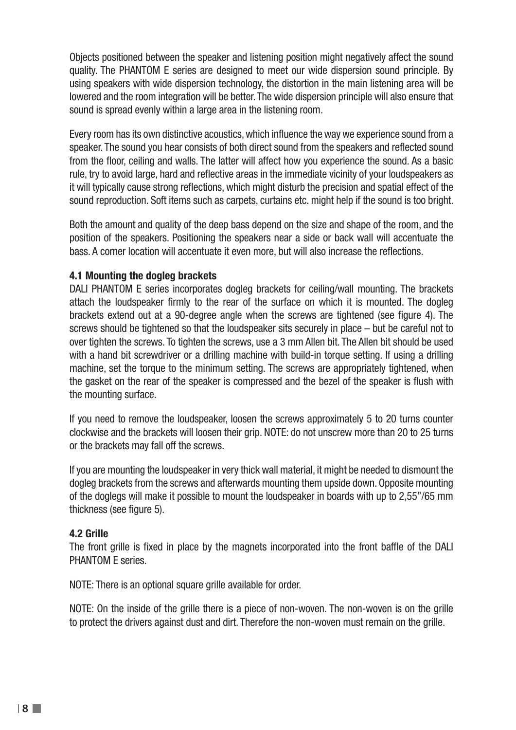Objects positioned between the speaker and listening position might negatively affect the sound quality. The PHANTOM E series are designed to meet our wide dispersion sound principle. By using speakers with wide dispersion technology, the distortion in the main listening area will be lowered and the room integration will be better. The wide dispersion principle will also ensure that sound is spread evenly within a large area in the listening room.

Every room has its own distinctive acoustics, which influence the way we experience sound from a speaker. The sound you hear consists of both direct sound from the speakers and reflected sound from the floor, ceiling and walls. The latter will affect how you experience the sound. As a basic rule, try to avoid large, hard and reflective areas in the immediate vicinity of your loudspeakers as it will typically cause strong reflections, which might disturb the precision and spatial effect of the sound reproduction. Soft items such as carpets, curtains etc. might help if the sound is too bright.

Both the amount and quality of the deep bass depend on the size and shape of the room, and the position of the speakers. Positioning the speakers near a side or back wall will accentuate the bass. A corner location will accentuate it even more, but will also increase the reflections.

### 4.1 Mounting the dogleg brackets

DALI PHANTOM E series incorporates dogleg brackets for ceiling/wall mounting. The brackets attach the loudspeaker firmly to the rear of the surface on which it is mounted. The dogleg brackets extend out at a 90-degree angle when the screws are tightened (see figure 4). The screws should be tightened so that the loudspeaker sits securely in place – but be careful not to over tighten the screws. To tighten the screws, use a 3 mm Allen bit. The Allen bit should be used with a hand bit screwdriver or a drilling machine with build-in torque setting. If using a drilling machine, set the torque to the minimum setting. The screws are appropriately tightened, when the gasket on the rear of the speaker is compressed and the bezel of the speaker is flush with the mounting surface.

If you need to remove the loudspeaker, loosen the screws approximately 5 to 20 turns counter clockwise and the brackets will loosen their grip. NOTE: do not unscrew more than 20 to 25 turns or the brackets may fall off the screws.

If you are mounting the loudspeaker in very thick wall material, it might be needed to dismount the dogleg brackets from the screws and afterwards mounting them upside down. Opposite mounting of the doglegs will make it possible to mount the loudspeaker in boards with up to 2,55"/65 mm thickness (see figure 5).

### 4.2 Grille

The front grille is fixed in place by the magnets incorporated into the front baffle of the DALI PHANTOM E series.

NOTE: There is an optional square grille available for order.

NOTE: On the inside of the grille there is a piece of non-woven. The non-woven is on the grille to protect the drivers against dust and dirt. Therefore the non-woven must remain on the grille.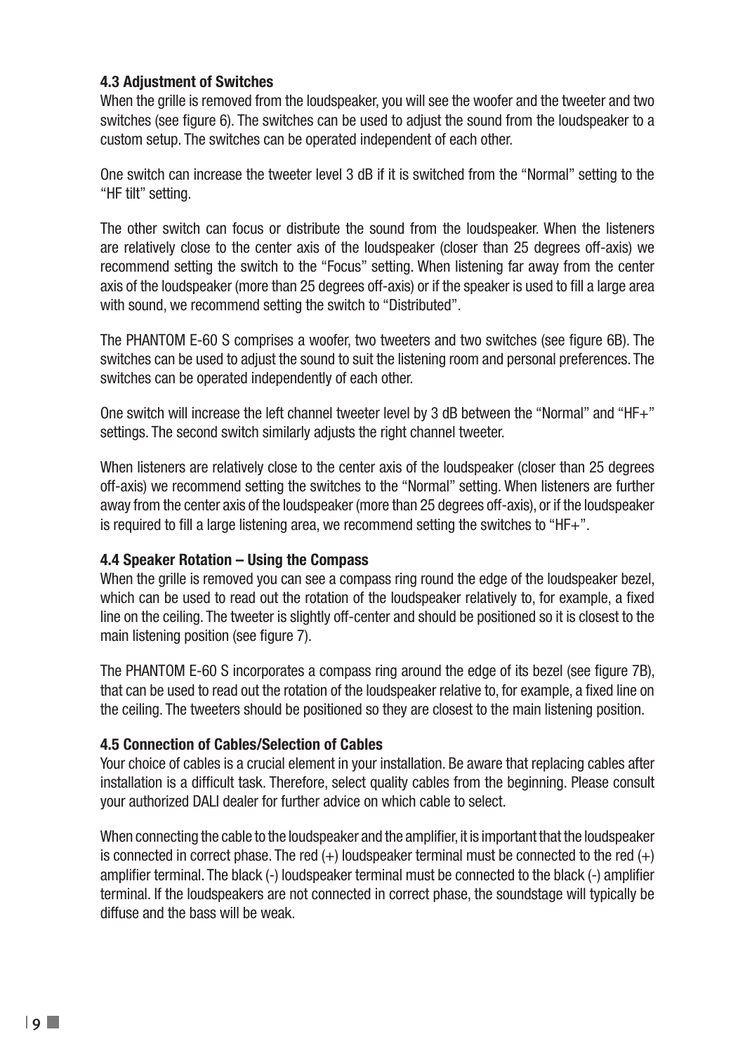### 4.3 Adjustment of Switches

When the grille is removed from the loudspeaker, you will see the woofer and the tweeter and two switches (see figure 6). The switches can be used to adjust the sound from the loudspeaker to a custom setup. The switches can be operated independent of each other.

One switch can increase the tweeter level 3 dB if it is switched from the “Normal” setting to the “HF tilt” setting.

The other switch can focus or distribute the sound from the loudspeaker. When the listeners are relatively close to the center axis of the loudspeaker (closer than 25 degrees off-axis) we recommend setting the switch to the “Focus” setting. When listening far away from the center axis of the loudspeaker (more than 25 degrees off-axis) or if the speaker is used to fill a large area with sound, we recommend setting the switch to “Distributed”.

The PHANTOM E-60 S comprises a woofer, two tweeters and two switches (see figure 6B). The switches can be used to adjust the sound to suit the listening room and personal preferences. The switches can be operated independently of each other.

One switch will increase the left channel tweeter level by 3 dB between the “Normal” and “HF+” settings. The second switch similarly adjusts the right channel tweeter.

When listeners are relatively close to the center axis of the loudspeaker (closer than 25 degrees off-axis) we recommend setting the switches to the “Normal” setting. When listeners are further away from the center axis of the loudspeaker (more than 25 degrees off-axis), or if the loudspeaker is required to fill a large listening area, we recommend setting the switches to “HF+”.

### 4.4 Speaker Rotation – Using the Compass

When the grille is removed you can see a compass ring round the edge of the loudspeaker bezel, which can be used to read out the rotation of the loudspeaker relatively to, for example, a fixed line on the ceiling. The tweeter is slightly off-center and should be positioned so it is closest to the main listening position (see figure 7).

The PHANTOM E-60 S incorporates a compass ring around the edge of its bezel (see figure 7B), that can be used to read out the rotation of the loudspeaker relative to, for example, a fixed line on the ceiling. The tweeters should be positioned so they are closest to the main listening position.

### 4.5 Connection of Cables/Selection of Cables

Your choice of cables is a crucial element in your installation. Be aware that replacing cables after installation is a difficult task. Therefore, select quality cables from the beginning. Please consult your authorized DALI dealer for further advice on which cable to select.

When connecting the cable to the loudspeaker and the amplifier, it is important that the loudspeaker is connected in correct phase. The red (+) loudspeaker terminal must be connected to the red (+) amplifier terminal. The black (-) loudspeaker terminal must be connected to the black (-) amplifier terminal. If the loudspeakers are not connected in correct phase, the soundstage will typically be diffuse and the bass will be weak.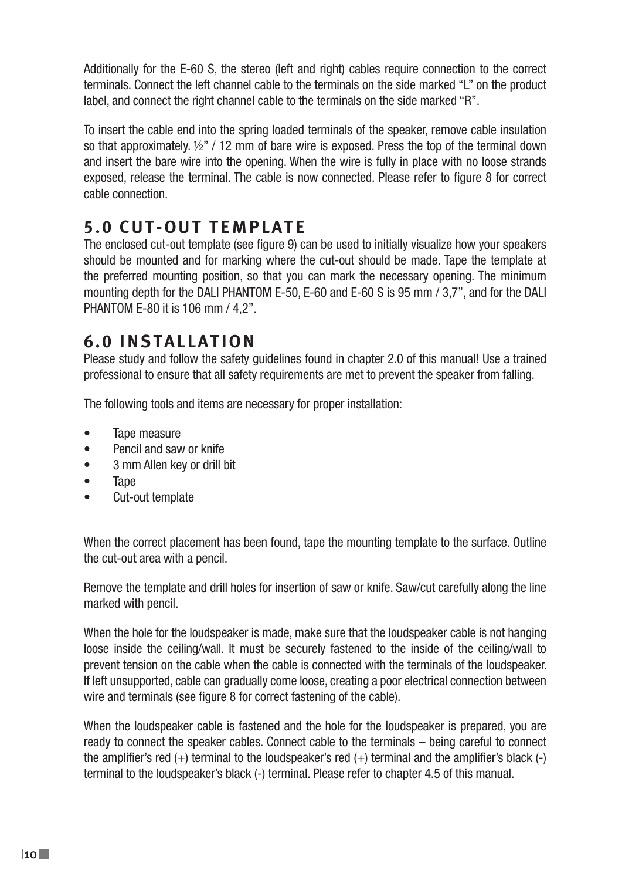Additionally for the E-60 S, the stereo (left and right) cables require connection to the correct terminals. Connect the left channel cable to the terminals on the side marked "L" on the product label, and connect the right channel cable to the terminals on the side marked "R".

To insert the cable end into the spring loaded terminals of the speaker, remove cable insulation so that approximately. ½" / 12 mm of bare wire is exposed. Press the top of the terminal down and insert the bare wire into the opening. When the wire is fully in place with no loose strands exposed, release the terminal. The cable is now connected. Please refer to figure 8 for correct cable connection.

## 5.0 CUT-OUT TEMPLATE

The enclosed cut-out template (see figure 9) can be used to initially visualize how your speakers should be mounted and for marking where the cut-out should be made. Tape the template at the preferred mounting position, so that you can mark the necessary opening. The minimum mounting depth for the DALI PHANTOM E-50, E-60 and E-60 S is 95 mm / 3,7", and for the DALI PHANTOM E-80 it is 106 mm / 4,2".

## 6.0 INSTALLATION

Please study and follow the safety guidelines found in chapter 2.0 of this manual! Use a trained professional to ensure that all safety requirements are met to prevent the speaker from falling.

The following tools and items are necessary for proper installation:

- Tape measure
- Pencil and saw or knife
- 3 mm Allen key or drill bit
- Tape
- Cut-out template

When the correct placement has been found, tape the mounting template to the surface. Outline the cut-out area with a pencil.

Remove the template and drill holes for insertion of saw or knife. Saw/cut carefully along the line marked with pencil.

When the hole for the loudspeaker is made, make sure that the loudspeaker cable is not hanging loose inside the ceiling/wall. It must be securely fastened to the inside of the ceiling/wall to prevent tension on the cable when the cable is connected with the terminals of the loudspeaker. If left unsupported, cable can gradually come loose, creating a poor electrical connection between wire and terminals (see figure 8 for correct fastening of the cable).

When the loudspeaker cable is fastened and the hole for the loudspeaker is prepared, you are ready to connect the speaker cables. Connect cable to the terminals – being careful to connect the amplifier's red (+) terminal to the loudspeaker's red (+) terminal and the amplifier's black (-) terminal to the loudspeaker's black (-) terminal. Please refer to chapter 4.5 of this manual.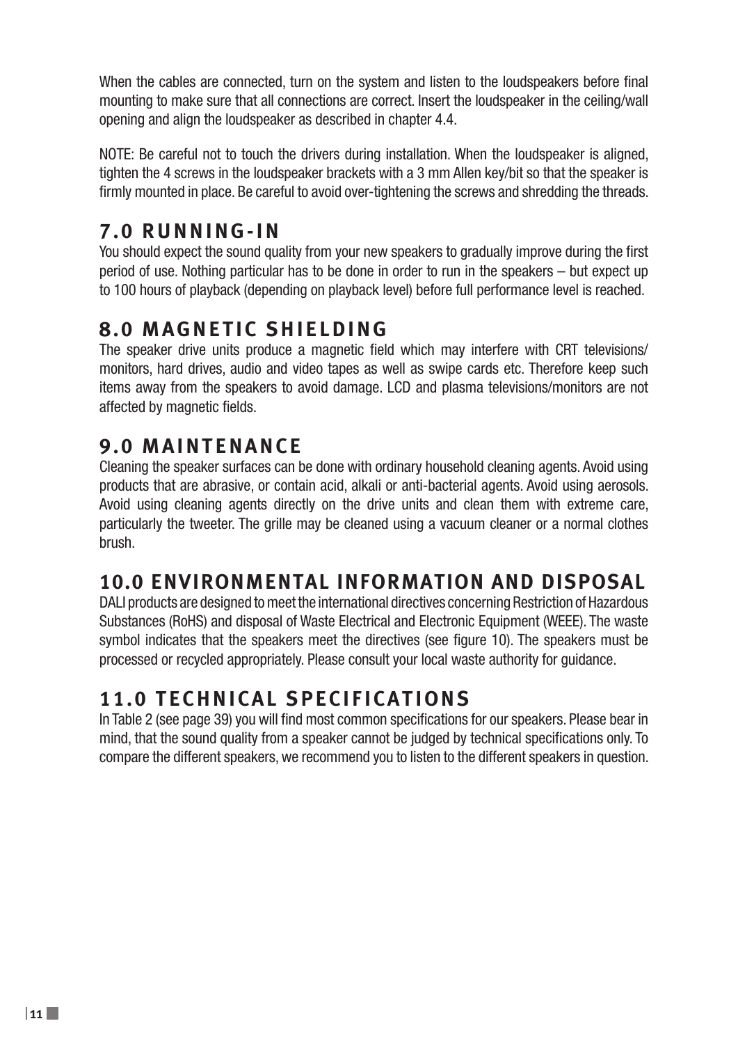When the cables are connected, turn on the system and listen to the loudspeakers before final mounting to make sure that all connections are correct. Insert the loudspeaker in the ceiling/wall opening and align the loudspeaker as described in chapter 4.4.

NOTE: Be careful not to touch the drivers during installation. When the loudspeaker is aligned, tighten the 4 screws in the loudspeaker brackets with a 3 mm Allen key/bit so that the speaker is firmly mounted in place. Be careful to avoid over-tightening the screws and shredding the threads.

## 7.0 RUNNING-IN

You should expect the sound quality from your new speakers to gradually improve during the first period of use. Nothing particular has to be done in order to run in the speakers – but expect up to 100 hours of playback (depending on playback level) before full performance level is reached.

## 8.0 MAGNETIC SHIELDING

The speaker drive units produce a magnetic field which may interfere with CRT televisions/ monitors, hard drives, audio and video tapes as well as swipe cards etc. Therefore keep such items away from the speakers to avoid damage. LCD and plasma televisions/monitors are not affected by magnetic fields.

## 9.0 MAINTENANCE

Cleaning the speaker surfaces can be done with ordinary household cleaning agents. Avoid using products that are abrasive, or contain acid, alkali or anti-bacterial agents. Avoid using aerosols. Avoid using cleaning agents directly on the drive units and clean them with extreme care, particularly the tweeter. The grille may be cleaned using a vacuum cleaner or a normal clothes brush.

## 10.0 ENVIRONMENTAL INFORMATION AND DISPOSAL

DALI products are designed to meet the international directives concerning Restriction of Hazardous Substances (RoHS) and disposal of Waste Electrical and Electronic Equipment (WEEE). The waste symbol indicates that the speakers meet the directives (see figure 10). The speakers must be processed or recycled appropriately. Please consult your local waste authority for guidance.

## 11.0 TECHNICAL SPECIFICATIONS

In Table 2 (see page 39) you will find most common specifications for our speakers. Please bear in mind, that the sound quality from a speaker cannot be judged by technical specifications only. To compare the different speakers, we recommend you to listen to the different speakers in question.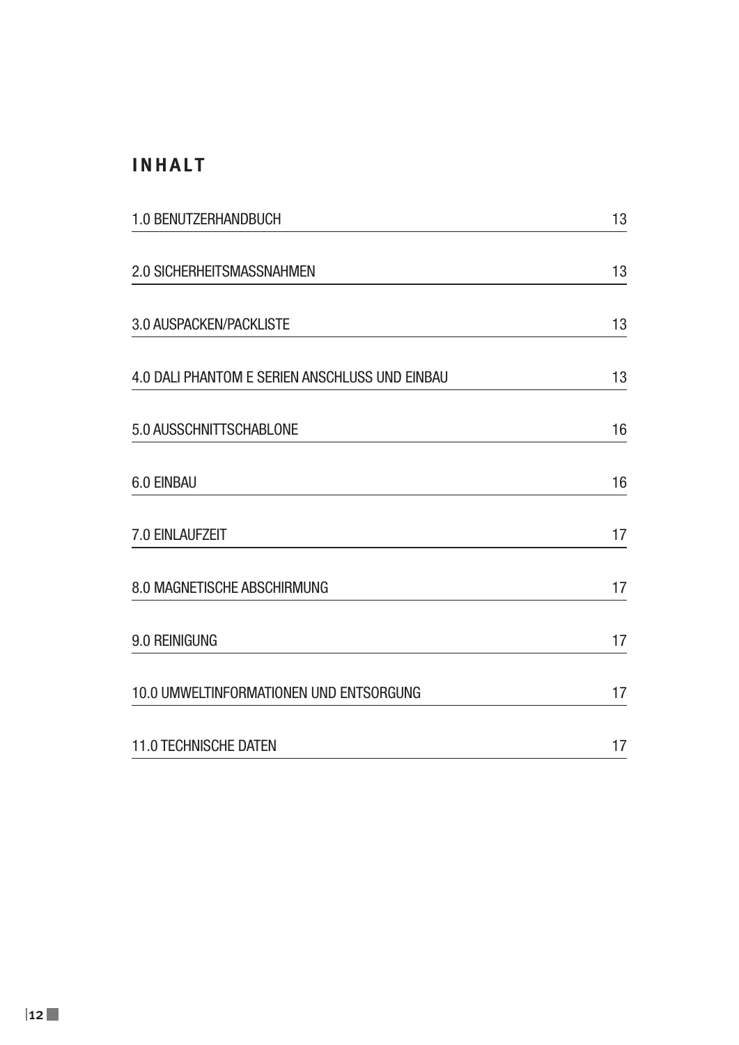# INHALT

| | |
|---|---|
| 1.0 BENUTZERHANDBUCH | 13 |
| 2.0 SICHERHEITSMASSNAHMEN | 13 |
| 3.0 AUSPACKEN/PACKLISTE | 13 |
| 4.0 DALI PHANTOM E SERIEN ANSCHLUSS UND EINBAU | 13 |
| 5.0 AUSSCHNITTSCHABLONE | 16 |
| 6.0 EINBAU | 16 |
| 7.0 EINLAUFZEIT | 17 |
| 8.0 MAGNETISCHE ABSCHIRMUNG | 17 |
| 9.0 REINIGUNG | 17 |
| 10.0 UMWELTINFORMATIONEN UND ENTSORGUNG | 17 |
| 11.0 TECHNISCHE DATEN | 17 |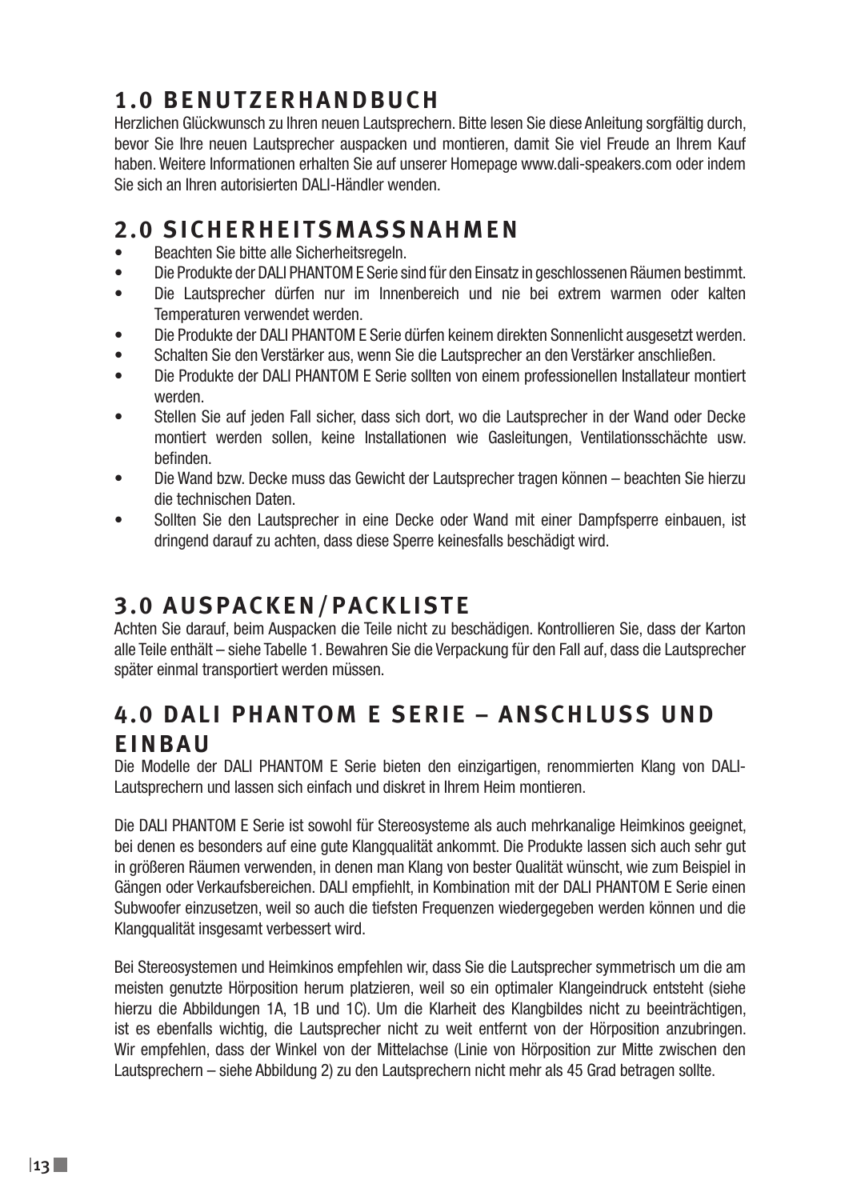## 1.0 BENUTZERHANDBUCH

Herzlichen Glückwunsch zu Ihren neuen Lautsprechern. Bitte lesen Sie diese Anleitung sorgfältig durch, bevor Sie Ihre neuen Lautsprecher auspacken und montieren, damit Sie viel Freude an Ihrem Kauf haben. Weitere Informationen erhalten Sie auf unserer Homepage www.dali-speakers.com oder indem Sie sich an Ihren autorisierten DALI-Händler wenden.

## 2.0 SICHERHEITSMASSNAHMEN

- Beachten Sie bitte alle Sicherheitsregeln.
- Die Produkte der DALI PHANTOM E Serie sind für den Einsatz in geschlossenen Räumen bestimmt.
- Die Lautsprecher dürfen nur im Innenbereich und nie bei extrem warmen oder kalten Temperaturen verwendet werden.
- Die Produkte der DALI PHANTOM E Serie dürfen keinem direkten Sonnenlicht ausgesetzt werden.
- Schalten Sie den Verstärker aus, wenn Sie die Lautsprecher an den Verstärker anschließen.
- Die Produkte der DALI PHANTOM E Serie sollten von einem professionellen Installateur montiert werden.
- Stellen Sie auf jeden Fall sicher, dass sich dort, wo die Lautsprecher in der Wand oder Decke montiert werden sollen, keine Installationen wie Gasleitungen, Ventilationsschächte usw. befinden.
- Die Wand bzw. Decke muss das Gewicht der Lautsprecher tragen können – beachten Sie hierzu die technischen Daten.
- Sollten Sie den Lautsprecher in eine Decke oder Wand mit einer Dampfsperre einbauen, ist dringend darauf zu achten, dass diese Sperre keinesfalls beschädigt wird.

## 3.0 AUSPACKEN/PACKLISTE

Achten Sie darauf, beim Auspacken die Teile nicht zu beschädigen. Kontrollieren Sie, dass der Karton alle Teile enthält – siehe Tabelle 1. Bewahren Sie die Verpackung für den Fall auf, dass die Lautsprecher später einmal transportiert werden müssen.

## 4.0 DALI PHANTOM E SERIE – ANSCHLUSS UND EINBAU

Die Modelle der DALI PHANTOM E Serie bieten den einzigartigen, renommierten Klang von DALI-Lautsprechern und lassen sich einfach und diskret in Ihrem Heim montieren.

Die DALI PHANTOM E Serie ist sowohl für Stereosysteme als auch mehrkanalige Heimkinos geeignet, bei denen es besonders auf eine gute Klangqualität ankommt. Die Produkte lassen sich auch sehr gut in größeren Räumen verwenden, in denen man Klang von bester Qualität wünscht, wie zum Beispiel in Gängen oder Verkaufsbereichen. DALI empfiehlt, in Kombination mit der DALI PHANTOM E Serie einen Subwoofer einzusetzen, weil so auch die tiefsten Frequenzen wiedergegeben werden können und die Klangqualität insgesamt verbessert wird.

Bei Stereosystemen und Heimkinos empfehlen wir, dass Sie die Lautsprecher symmetrisch um die am meisten genutzte Hörposition herum platzieren, weil so ein optimaler Klangeindruck entsteht (siehe hierzu die Abbildungen 1A, 1B und 1C). Um die Klarheit des Klangbildes nicht zu beeinträchtigen, ist es ebenfalls wichtig, die Lautsprecher nicht zu weit entfernt von der Hörposition anzubringen. Wir empfehlen, dass der Winkel von der Mittelachse (Linie von Hörposition zur Mitte zwischen den Lautsprechern – siehe Abbildung 2) zu den Lautsprechern nicht mehr als 45 Grad betragen sollte.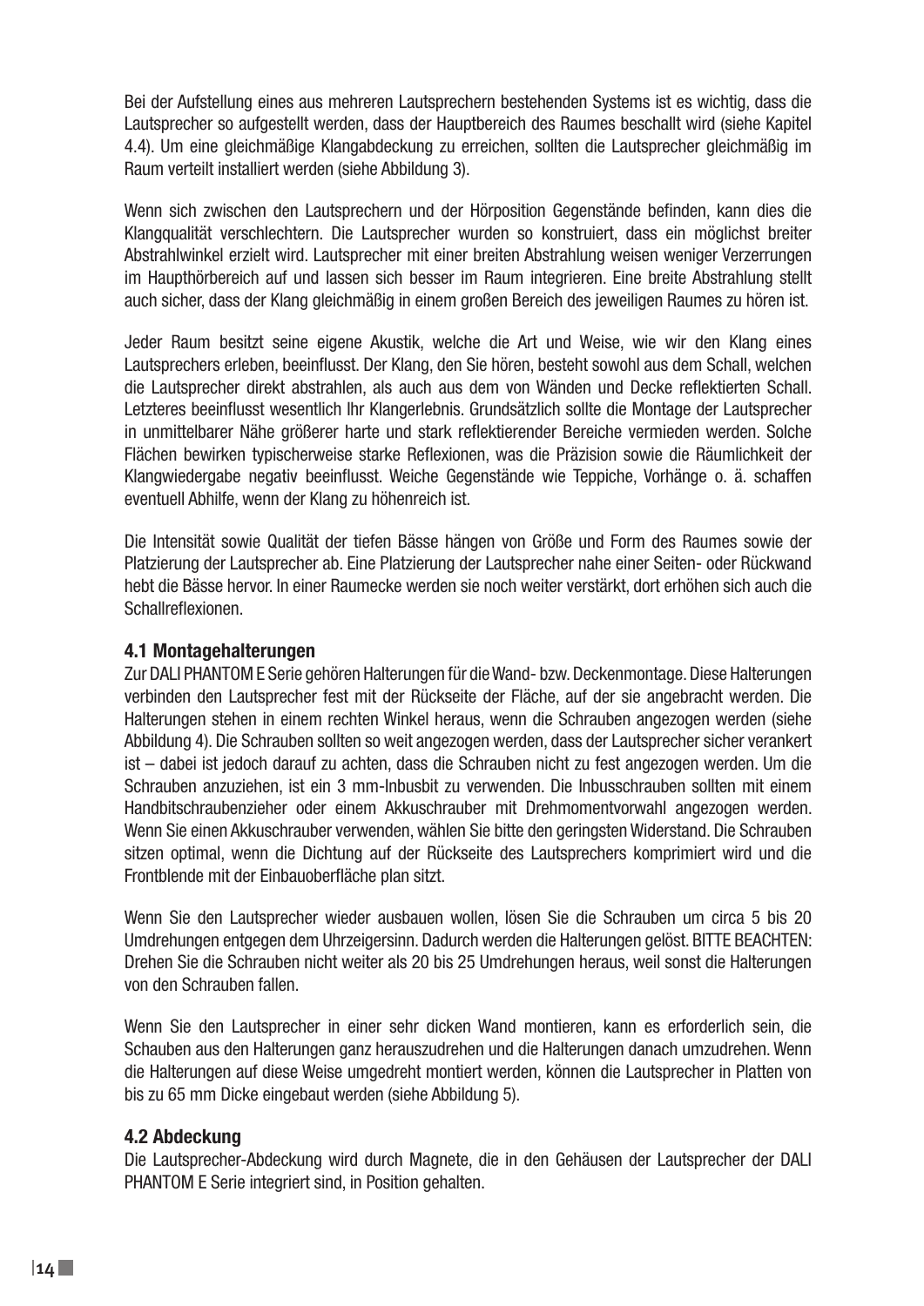Bei der Aufstellung eines aus mehreren Lautsprechern bestehenden Systems ist es wichtig, dass die Lautsprecher so aufgestellt werden, dass der Hauptbereich des Raumes beschallt wird (siehe Kapitel 4.4). Um eine gleichmäßige Klangabdeckung zu erreichen, sollten die Lautsprecher gleichmäßig im Raum verteilt installiert werden (siehe Abbildung 3).

Wenn sich zwischen den Lautsprechern und der Hörposition Gegenstände befinden, kann dies die Klangqualität verschlechtern. Die Lautsprecher wurden so konstruiert, dass ein möglichst breiter Abstrahlwinkel erzielt wird. Lautsprecher mit einer breiten Abstrahlung weisen weniger Verzerrungen im Haupthörbereich auf und lassen sich besser im Raum integrieren. Eine breite Abstrahlung stellt auch sicher, dass der Klang gleichmäßig in einem großen Bereich des jeweiligen Raumes zu hören ist.

Jeder Raum besitzt seine eigene Akustik, welche die Art und Weise, wie wir den Klang eines Lautsprechers erleben, beeinflusst. Der Klang, den Sie hören, besteht sowohl aus dem Schall, welchen die Lautsprecher direkt abstrahlen, als auch aus dem von Wänden und Decke reflektierten Schall. Letzteres beeinflusst wesentlich Ihr Klangerlebnis. Grundsätzlich sollte die Montage der Lautsprecher in unmittelbarer Nähe größerer harte und stark reflektierender Bereiche vermieden werden. Solche Flächen bewirken typischerweise starke Reflexionen, was die Präzision sowie die Räumlichkeit der Klangwiedergabe negativ beeinflusst. Weiche Gegenstände wie Teppiche, Vorhänge o. ä. schaffen eventuell Abhilfe, wenn der Klang zu höhenreich ist.

Die Intensität sowie Qualität der tiefen Bässe hängen von Größe und Form des Raumes sowie der Platzierung der Lautsprecher ab. Eine Platzierung der Lautsprecher nahe einer Seiten- oder Rückwand hebt die Bässe hervor. In einer Raumecke werden sie noch weiter verstärkt, dort erhöhen sich auch die Schallreflexionen.

### 4.1 Montagehalterungen

Zur DALI PHANTOM E Serie gehören Halterungen für die Wand- bzw. Deckenmontage. Diese Halterungen verbinden den Lautsprecher fest mit der Rückseite der Fläche, auf der sie angebracht werden. Die Halterungen stehen in einem rechten Winkel heraus, wenn die Schrauben angezogen werden (siehe Abbildung 4). Die Schrauben sollten so weit angezogen werden, dass der Lautsprecher sicher verankert ist – dabei ist jedoch darauf zu achten, dass die Schrauben nicht zu fest angezogen werden. Um die Schrauben anzuziehen, ist ein 3 mm-Inbusbit zu verwenden. Die Inbusschrauben sollten mit einem Handbitschraubenzieher oder einem Akkuschrauber mit Drehmomentvorwahl angezogen werden. Wenn Sie einen Akkuschrauber verwenden, wählen Sie bitte den geringsten Widerstand. Die Schrauben sitzen optimal, wenn die Dichtung auf der Rückseite des Lautsprechers komprimiert wird und die Frontblende mit der Einbauoberfläche plan sitzt.

Wenn Sie den Lautsprecher wieder ausbauen wollen, lösen Sie die Schrauben um circa 5 bis 20 Umdrehungen entgegen dem Uhrzeigersinn. Dadurch werden die Halterungen gelöst. BITTE BEACHTEN: Drehen Sie die Schrauben nicht weiter als 20 bis 25 Umdrehungen heraus, weil sonst die Halterungen von den Schrauben fallen.

Wenn Sie den Lautsprecher in einer sehr dicken Wand montieren, kann es erforderlich sein, die Schauben aus den Halterungen ganz herauszudrehen und die Halterungen danach umzudrehen. Wenn die Halterungen auf diese Weise umgedreht montiert werden, können die Lautsprecher in Platten von bis zu 65 mm Dicke eingebaut werden (siehe Abbildung 5).

### 4.2 Abdeckung

Die Lautsprecher-Abdeckung wird durch Magnete, die in den Gehäusen der Lautsprecher der DALI PHANTOM E Serie integriert sind, in Position gehalten.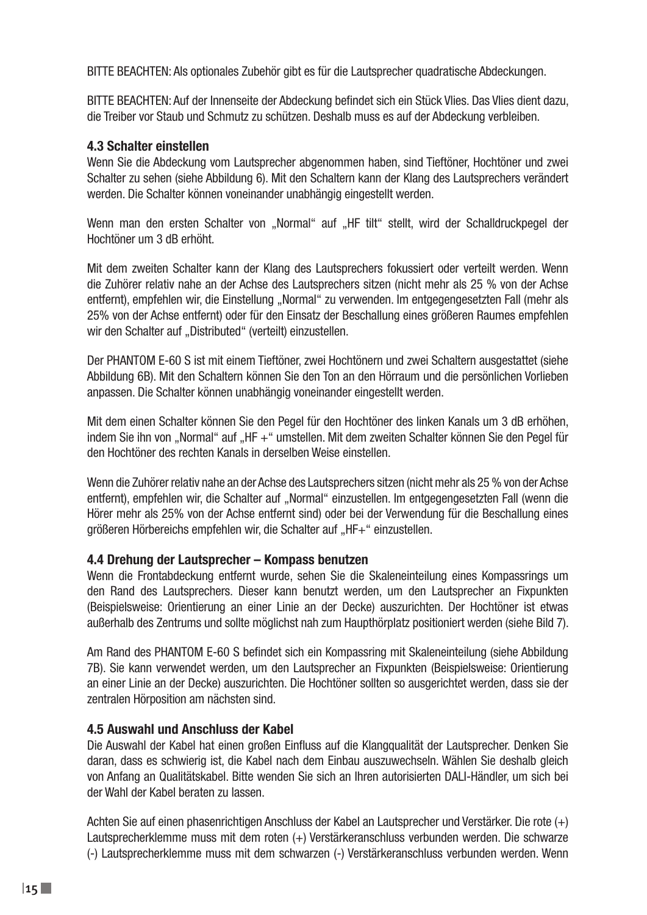BITTE BEACHTEN: Als optionales Zubehör gibt es für die Lautsprecher quadratische Abdeckungen.

BITTE BEACHTEN: Auf der Innenseite der Abdeckung befindet sich ein Stück Vlies. Das Vlies dient dazu, die Treiber vor Staub und Schmutz zu schützen. Deshalb muss es auf der Abdeckung verbleiben.

### 4.3 Schalter einstellen

Wenn Sie die Abdeckung vom Lautsprecher abgenommen haben, sind Tieftöner, Hochtöner und zwei Schalter zu sehen (siehe Abbildung 6). Mit den Schaltern kann der Klang des Lautsprechers verändert werden. Die Schalter können voneinander unabhängig eingestellt werden.

Wenn man den ersten Schalter von „Normal" auf „HF tilt" stellt, wird der Schalldruckpegel der Hochtöner um 3 dB erhöht.

Mit dem zweiten Schalter kann der Klang des Lautsprechers fokussiert oder verteilt werden. Wenn die Zuhörer relativ nahe an der Achse des Lautsprechers sitzen (nicht mehr als 25 % von der Achse entfernt), empfehlen wir, die Einstellung „Normal" zu verwenden. Im entgegengesetzten Fall (mehr als 25% von der Achse entfernt) oder für den Einsatz der Beschallung eines größeren Raumes empfehlen wir den Schalter auf „Distributed" (verteilt) einzustellen.

Der PHANTOM E-60 S ist mit einem Tieftöner, zwei Hochtönern und zwei Schaltern ausgestattet (siehe Abbildung 6B). Mit den Schaltern können Sie den Ton an den Hörraum und die persönlichen Vorlieben anpassen. Die Schalter können unabhängig voneinander eingestellt werden.

Mit dem einen Schalter können Sie den Pegel für den Hochtöner des linken Kanals um 3 dB erhöhen, indem Sie ihn von „Normal" auf „HF +" umstellen. Mit dem zweiten Schalter können Sie den Pegel für den Hochtöner des rechten Kanals in derselben Weise einstellen.

Wenn die Zuhörer relativ nahe an der Achse des Lautsprechers sitzen (nicht mehr als 25 % von der Achse entfernt), empfehlen wir, die Schalter auf „Normal" einzustellen. Im entgegengesetzten Fall (wenn die Hörer mehr als 25% von der Achse entfernt sind) oder bei der Verwendung für die Beschallung eines größeren Hörbereichs empfehlen wir, die Schalter auf „HF+" einzustellen.

### 4.4 Drehung der Lautsprecher – Kompass benutzen

Wenn die Frontabdeckung entfernt wurde, sehen Sie die Skaleneinteilung eines Kompassrings um den Rand des Lautsprechers. Dieser kann benutzt werden, um den Lautsprecher an Fixpunkten (Beispielsweise: Orientierung an einer Linie an der Decke) auszurichten. Der Hochtöner ist etwas außerhalb des Zentrums und sollte möglichst nah zum Haupthörplatz positioniert werden (siehe Bild 7).

Am Rand des PHANTOM E-60 S befindet sich ein Kompassring mit Skaleneinteilung (siehe Abbildung 7B). Sie kann verwendet werden, um den Lautsprecher an Fixpunkten (Beispielsweise: Orientierung an einer Linie an der Decke) auszurichten. Die Hochtöner sollten so ausgerichtet werden, dass sie der zentralen Hörposition am nächsten sind.

### 4.5 Auswahl und Anschluss der Kabel

Die Auswahl der Kabel hat einen großen Einfluss auf die Klangqualität der Lautsprecher. Denken Sie daran, dass es schwierig ist, die Kabel nach dem Einbau auszuwechseln. Wählen Sie deshalb gleich von Anfang an Qualitätskabel. Bitte wenden Sie sich an Ihren autorisierten DALI-Händler, um sich bei der Wahl der Kabel beraten zu lassen.

Achten Sie auf einen phasenrichtigen Anschluss der Kabel an Lautsprecher und Verstärker. Die rote (+) Lautsprecherklemme muss mit dem roten (+) Verstärkeranschluss verbunden werden. Die schwarze (-) Lautsprecherklemme muss mit dem schwarzen (-) Verstärkeranschluss verbunden werden. Wenn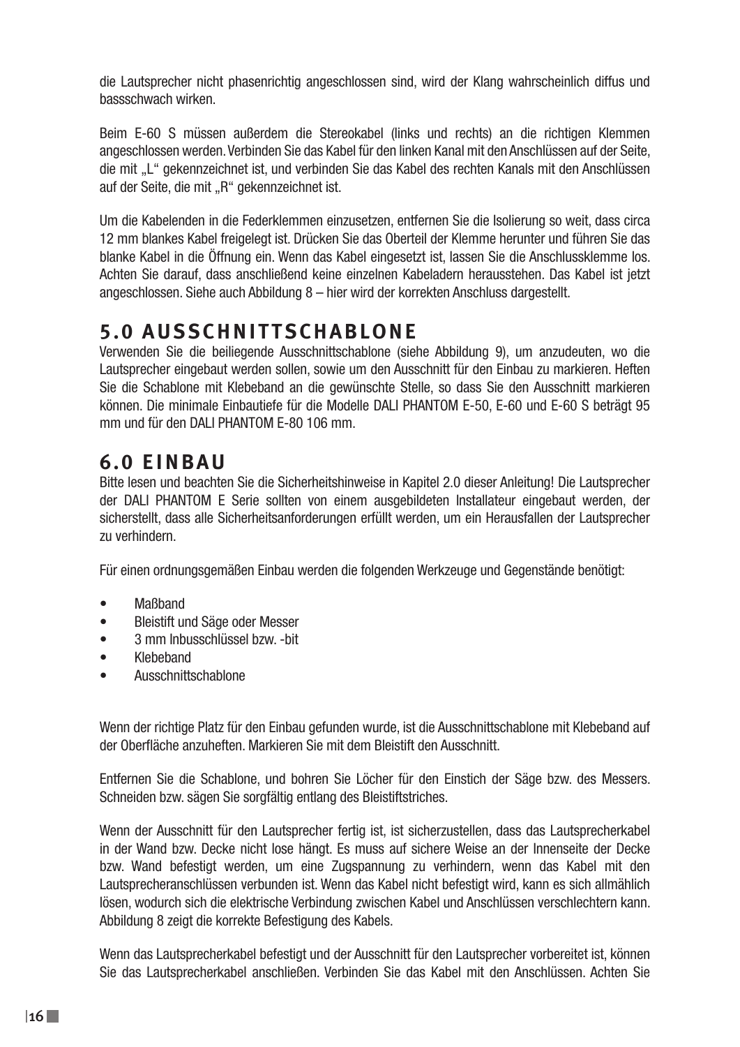die Lautsprecher nicht phasenrichtig angeschlossen sind, wird der Klang wahrscheinlich diffus und bassschwach wirken.

Beim E-60 S müssen außerdem die Stereokabel (links und rechts) an die richtigen Klemmen angeschlossen werden. Verbinden Sie das Kabel für den linken Kanal mit den Anschlüssen auf der Seite, die mit „L" gekennzeichnet ist, und verbinden Sie das Kabel des rechten Kanals mit den Anschlüssen auf der Seite, die mit „R" gekennzeichnet ist.

Um die Kabelenden in die Federklemmen einzusetzen, entfernen Sie die Isolierung so weit, dass circa 12 mm blankes Kabel freigelegt ist. Drücken Sie das Oberteil der Klemme herunter und führen Sie das blanke Kabel in die Öffnung ein. Wenn das Kabel eingesetzt ist, lassen Sie die Anschlussklemme los. Achten Sie darauf, dass anschließend keine einzelnen Kabeladern herausstehen. Das Kabel ist jetzt angeschlossen. Siehe auch Abbildung 8 – hier wird der korrekten Anschluss dargestellt.

## 5.0 AUSSCHNITTSCHABLONE

Verwenden Sie die beiliegende Ausschnittschablone (siehe Abbildung 9), um anzudeuten, wo die Lautsprecher eingebaut werden sollen, sowie um den Ausschnitt für den Einbau zu markieren. Heften Sie die Schablone mit Klebeband an die gewünschte Stelle, so dass Sie den Ausschnitt markieren können. Die minimale Einbautiefe für die Modelle DALI PHANTOM E-50, E-60 und E-60 S beträgt 95 mm und für den DALI PHANTOM E-80 106 mm.

## 6.0 EINBAU

Bitte lesen und beachten Sie die Sicherheitshinweise in Kapitel 2.0 dieser Anleitung! Die Lautsprecher der DALI PHANTOM E Serie sollten von einem ausgebildeten Installateur eingebaut werden, der sicherstellt, dass alle Sicherheitsanforderungen erfüllt werden, um ein Herausfallen der Lautsprecher zu verhindern.

Für einen ordnungsgemäßen Einbau werden die folgenden Werkzeuge und Gegenstände benötigt:

- Maßband
- Bleistift und Säge oder Messer
- 3 mm Inbusschlüssel bzw. -bit
- Klebeband
- Ausschnittschablone

Wenn der richtige Platz für den Einbau gefunden wurde, ist die Ausschnittschablone mit Klebeband auf der Oberfläche anzuheften. Markieren Sie mit dem Bleistift den Ausschnitt.

Entfernen Sie die Schablone, und bohren Sie Löcher für den Einstich der Säge bzw. des Messers. Schneiden bzw. sägen Sie sorgfältig entlang des Bleistiftstriches.

Wenn der Ausschnitt für den Lautsprecher fertig ist, ist sicherzustellen, dass das Lautsprecherkabel in der Wand bzw. Decke nicht lose hängt. Es muss auf sichere Weise an der Innenseite der Decke bzw. Wand befestigt werden, um eine Zugspannung zu verhindern, wenn das Kabel mit den Lautsprecheranschlüssen verbunden ist. Wenn das Kabel nicht befestigt wird, kann es sich allmählich lösen, wodurch sich die elektrische Verbindung zwischen Kabel und Anschlüssen verschlechtern kann. Abbildung 8 zeigt die korrekte Befestigung des Kabels.

Wenn das Lautsprecherkabel befestigt und der Ausschnitt für den Lautsprecher vorbereitet ist, können Sie das Lautsprecherkabel anschließen. Verbinden Sie das Kabel mit den Anschlüssen. Achten Sie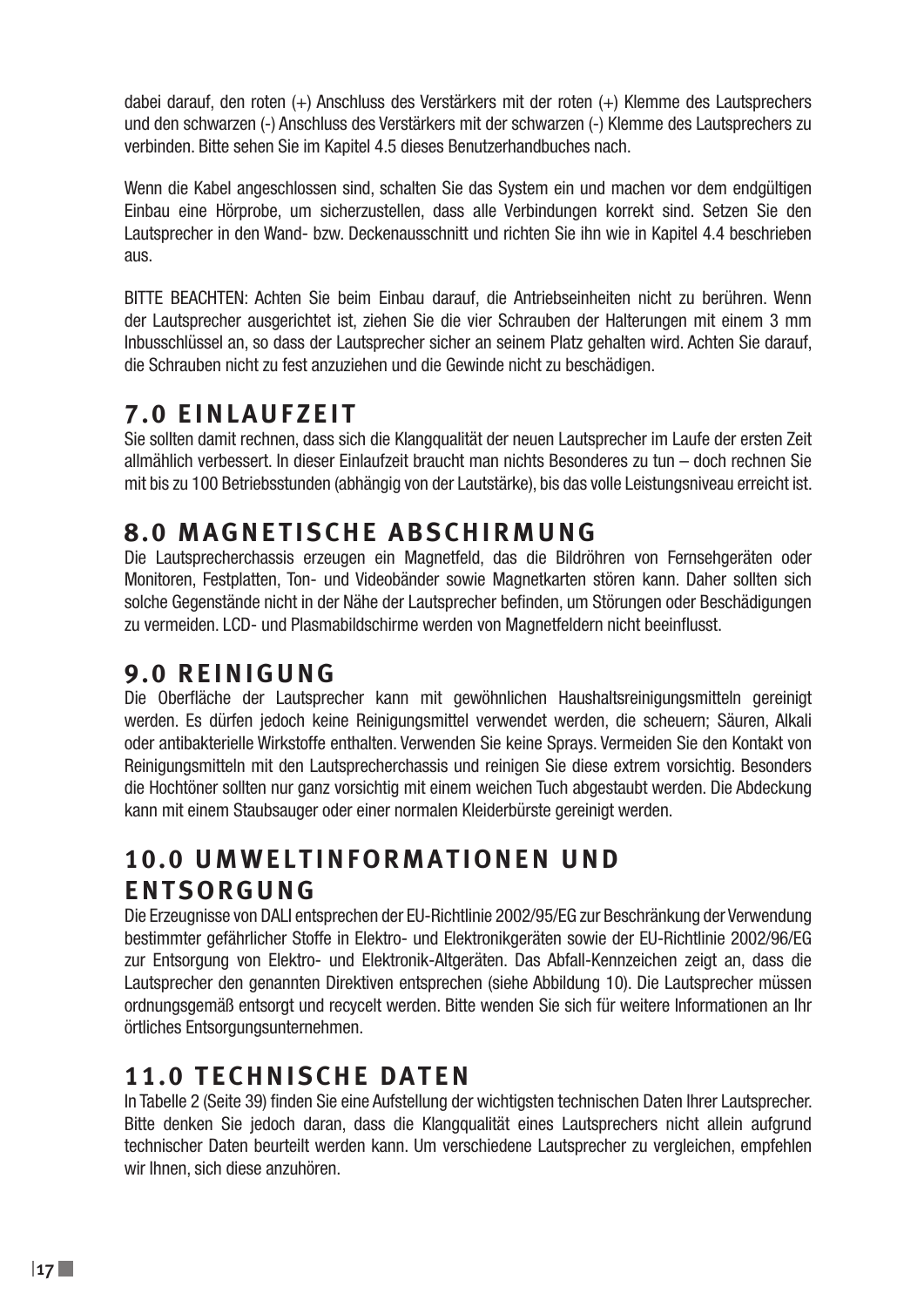dabei darauf, den roten (+) Anschluss des Verstärkers mit der roten (+) Klemme des Lautsprechers und den schwarzen (-) Anschluss des Verstärkers mit der schwarzen (-) Klemme des Lautsprechers zu verbinden. Bitte sehen Sie im Kapitel 4.5 dieses Benutzerhandbuches nach.

Wenn die Kabel angeschlossen sind, schalten Sie das System ein und machen vor dem endgültigen Einbau eine Hörprobe, um sicherzustellen, dass alle Verbindungen korrekt sind. Setzen Sie den Lautsprecher in den Wand- bzw. Deckenausschnitt und richten Sie ihn wie in Kapitel 4.4 beschrieben aus.

BITTE BEACHTEN: Achten Sie beim Einbau darauf, die Antriebseinheiten nicht zu berühren. Wenn der Lautsprecher ausgerichtet ist, ziehen Sie die vier Schrauben der Halterungen mit einem 3 mm Inbusschlüssel an, so dass der Lautsprecher sicher an seinem Platz gehalten wird. Achten Sie darauf, die Schrauben nicht zu fest anzuziehen und die Gewinde nicht zu beschädigen.

## 7.0 EINLAUFZEIT

Sie sollten damit rechnen, dass sich die Klangqualität der neuen Lautsprecher im Laufe der ersten Zeit allmählich verbessert. In dieser Einlaufzeit braucht man nichts Besonderes zu tun – doch rechnen Sie mit bis zu 100 Betriebsstunden (abhängig von der Lautstärke), bis das volle Leistungsniveau erreicht ist.

## 8.0 MAGNETISCHE ABSCHIRMUNG

Die Lautsprecherchassis erzeugen ein Magnetfeld, das die Bildröhren von Fernsehgeräten oder Monitoren, Festplatten, Ton- und Videobänder sowie Magnetkarten stören kann. Daher sollten sich solche Gegenstände nicht in der Nähe der Lautsprecher befinden, um Störungen oder Beschädigungen zu vermeiden. LCD- und Plasmabildschirme werden von Magnetfeldern nicht beeinflusst.

## 9.0 REINIGUNG

Die Oberfläche der Lautsprecher kann mit gewöhnlichen Haushaltsreinigungsmitteln gereinigt werden. Es dürfen jedoch keine Reinigungsmittel verwendet werden, die scheuern; Säuren, Alkali oder antibakterielle Wirkstoffe enthalten. Verwenden Sie keine Sprays. Vermeiden Sie den Kontakt von Reinigungsmitteln mit den Lautsprecherchassis und reinigen Sie diese extrem vorsichtig. Besonders die Hochtöner sollten nur ganz vorsichtig mit einem weichen Tuch abgestaubt werden. Die Abdeckung kann mit einem Staubsauger oder einer normalen Kleiderbürste gereinigt werden.

## 10.0 UMWELTINFORMATIONEN UND ENTSORGUNG

Die Erzeugnisse von DALI entsprechen der EU-Richtlinie 2002/95/EG zur Beschränkung der Verwendung bestimmter gefährlicher Stoffe in Elektro- und Elektronikgeräten sowie der EU-Richtlinie 2002/96/EG zur Entsorgung von Elektro- und Elektronik-Altgeräten. Das Abfall-Kennzeichen zeigt an, dass die Lautsprecher den genannten Direktiven entsprechen (siehe Abbildung 10). Die Lautsprecher müssen ordnungsgemäß entsorgt und recycelt werden. Bitte wenden Sie sich für weitere Informationen an Ihr örtliches Entsorgungsunternehmen.

## 11.0 TECHNISCHE DATEN

In Tabelle 2 (Seite 39) finden Sie eine Aufstellung der wichtigsten technischen Daten Ihrer Lautsprecher. Bitte denken Sie jedoch daran, dass die Klangqualität eines Lautsprechers nicht allein aufgrund technischer Daten beurteilt werden kann. Um verschiedene Lautsprecher zu vergleichen, empfehlen wir Ihnen, sich diese anzuhören.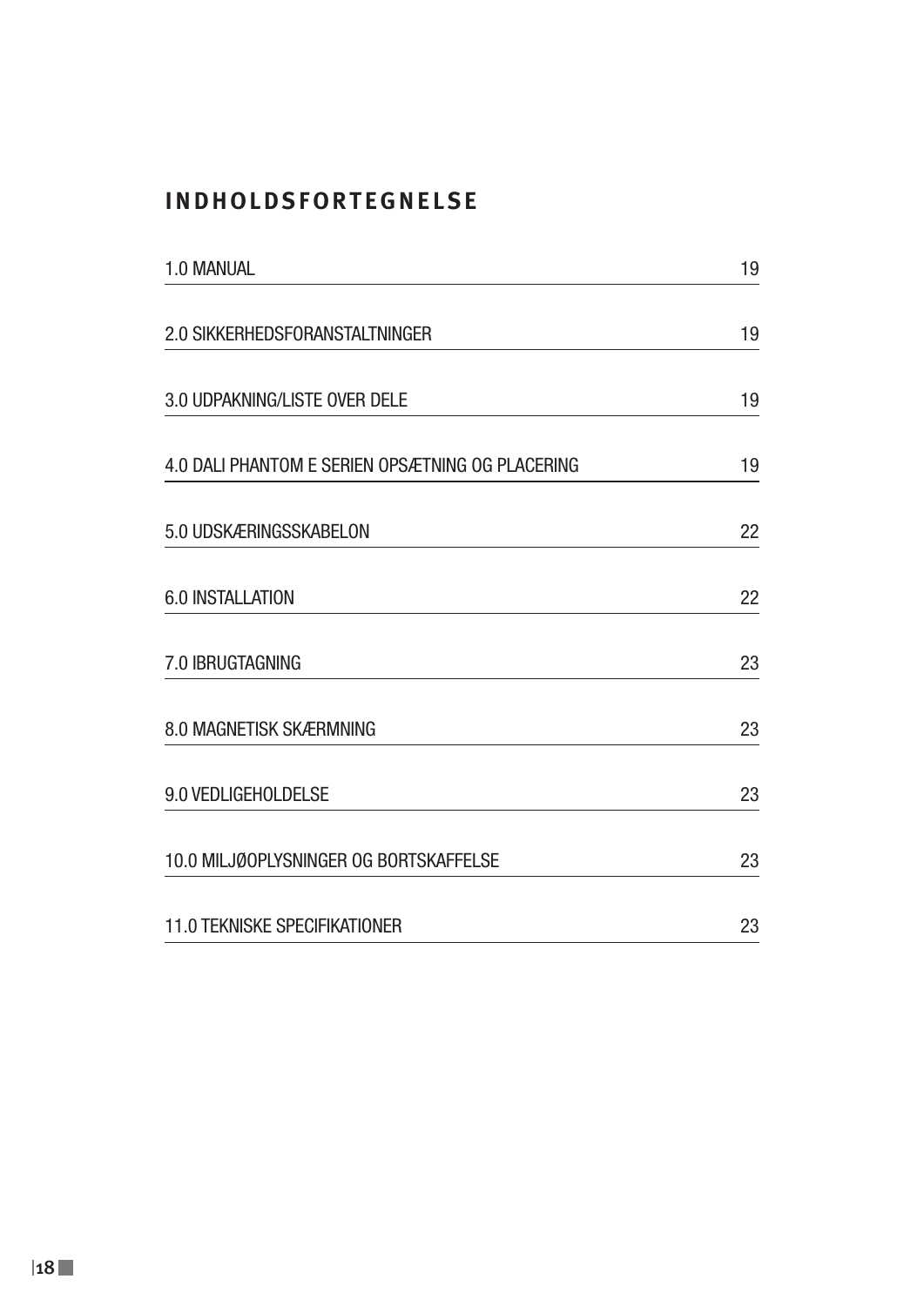## INDHOLDSFORTEGNELSE

| | |
|---|---|
| 1.0 MANUAL | 19 |
| 2.0 SIKKERHEDSFORANSTALTNINGER | 19 |
| 3.0 UDPAKNING/LISTE OVER DELE | 19 |
| 4.0 DALI PHANTOM E SERIEN OPSÆTNING OG PLACERING | 19 |
| 5.0 UDSKÆRINGSSKABELON | 22 |
| 6.0 INSTALLATION | 22 |
| 7.0 IBRUGTAGNING | 23 |
| 8.0 MAGNETISK SKÆRMNING | 23 |
| 9.0 VEDLIGEHOLDELSE | 23 |
| 10.0 MILJØOPLYSNINGER OG BORTSKAFFELSE | 23 |
| 11.0 TEKNISKE SPECIFIKATIONER | 23 |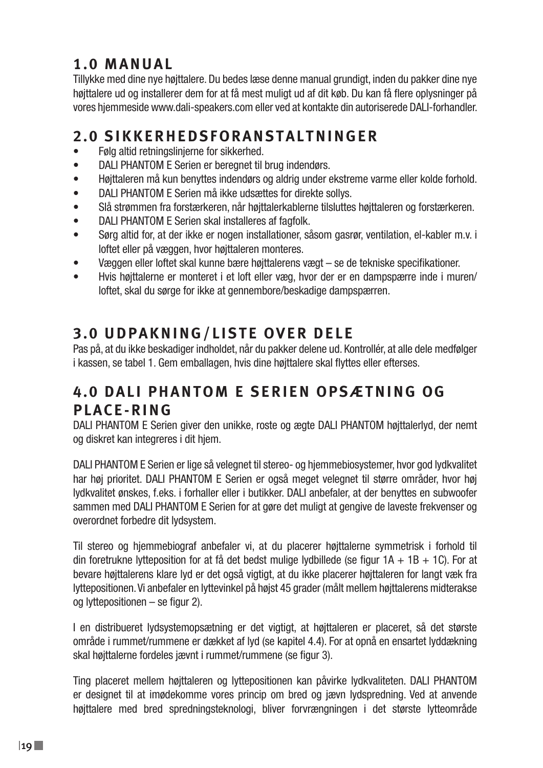## 1.0 MANUAL

Tillykke med dine nye højttalere. Du bedes læse denne manual grundigt, inden du pakker dine nye højttalere ud og installerer dem for at få mest muligt ud af dit køb. Du kan få flere oplysninger på vores hjemmeside www.dali-speakers.com eller ved at kontakte din autoriserede DALI-forhandler.

## 2.0 SIKKERHEDSFORANSTALTNINGER

- Følg altid retningslinjerne for sikkerhed.
- DALI PHANTOM E Serien er beregnet til brug indendørs.
- Højttaleren må kun benyttes indendørs og aldrig under ekstreme varme eller kolde forhold.
- DALI PHANTOM E Serien må ikke udsættes for direkte sollys.
- Slå strømmen fra forstærkeren, når højttalerkablerne tilsluttes højttaleren og forstærkeren.
- DALI PHANTOM E Serien skal installeres af fagfolk.
- Sørg altid for, at der ikke er nogen installationer, såsom gasrør, ventilation, el-kabler m.v. i loftet eller på væggen, hvor højttaleren monteres.
- Væggen eller loftet skal kunne bære højttalerens vægt – se de tekniske specifikationer.
- Hvis højttalerne er monteret i et loft eller væg, hvor der er en dampspærre inde i muren/loftet, skal du sørge for ikke at gennembore/beskadige dampspærren.

## 3.0 UDPAKNING/LISTE OVER DELE

Pas på, at du ikke beskadiger indholdet, når du pakker delene ud. Kontrollér, at alle dele medfølger i kassen, se tabel 1. Gem emballagen, hvis dine højttalere skal flyttes eller efterses.

## 4.0 DALI PHANTOM E SERIEN OPSÆTNING OG PLACE-RING

DALI PHANTOM E Serien giver den unikke, roste og ægte DALI PHANTOM højttalerlyd, der nemt og diskret kan integreres i dit hjem.

DALI PHANTOM E Serien er lige så velegnet til stereo- og hjemmebiosystemer, hvor god lydkvalitet har høj prioritet. DALI PHANTOM E Serien er også meget velegnet til større områder, hvor høj lydkvalitet ønskes, f.eks. i forhaller eller i butikker. DALI anbefaler, at der benyttes en subwoofer sammen med DALI PHANTOM E Serien for at gøre det muligt at gengive de laveste frekvenser og overordnet forbedre dit lydsystem.

Til stereo og hjemmebiograf anbefaler vi, at du placerer højttalerne symmetrisk i forhold til din foretrukne lytteposition for at få det bedst mulige lydbillede (se figur 1A + 1B + 1C). For at bevare højttalerens klare lyd er det også vigtigt, at du ikke placerer højttaleren for langt væk fra lyttepositionen. Vi anbefaler en lyttevinkel på højst 45 grader (målt mellem højttalerens midterakse og lyttepositionen – se figur 2).

I en distribueret lydsystemopsætning er det vigtigt, at højttaleren er placeret, så det største område i rummet/rummene er dækket af lyd (se kapitel 4.4). For at opnå en ensartet lyddækning skal højttalerne fordeles jævnt i rummet/rummene (se figur 3).

Ting placeret mellem højttaleren og lyttepositionen kan påvirke lydkvaliteten. DALI PHANTOM er designet til at imødekomme vores princip om bred og jævn lydspredning. Ved at anvende højttalere med bred spredningsteknologi, bliver forvrængningen i det største lytteområde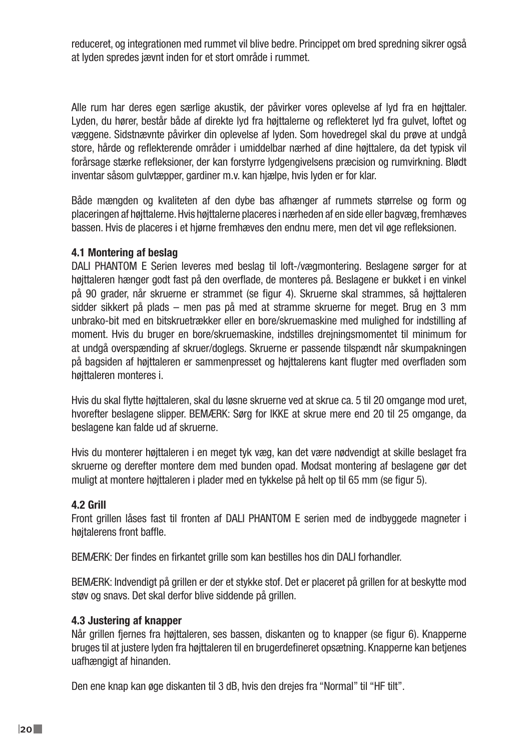reduceret, og integrationen med rummet vil blive bedre. Princippet om bred spredning sikrer også at lyden spredes jævnt inden for et stort område i rummet.

Alle rum har deres egen særlige akustik, der påvirker vores oplevelse af lyd fra en højttaler. Lyden, du hører, består både af direkte lyd fra højttalerne og reflekteret lyd fra gulvet, loftet og væggene. Sidstnævnte påvirker din oplevelse af lyden. Som hovedregel skal du prøve at undgå store, hårde og reflekterende områder i umiddelbar nærhed af dine højttalere, da det typisk vil forårsage stærke refleksioner, der kan forstyrre lydgengivelsens præcision og rumvirkning. Blødt inventar såsom gulvtæpper, gardiner m.v. kan hjælpe, hvis lyden er for klar.

Både mængden og kvaliteten af den dybe bas afhænger af rummets størrelse og form og placeringen af højttalerne. Hvis højttalerne placeres i nærheden af en side eller bagvæg, fremhæves bassen. Hvis de placeres i et hjørne fremhæves den endnu mere, men det vil øge refleksionen.

**4.1 Montering af beslag**

DALI PHANTOM E Serien leveres med beslag til loft-/vægmontering. Beslagene sørger for at højttaleren hænger godt fast på den overflade, de monteres på. Beslagene er bukket i en vinkel på 90 grader, når skruerne er strammet (se figur 4). Skruerne skal strammes, så højttaleren sidder sikkert på plads – men pas på med at stramme skruerne for meget. Brug en 3 mm unbrako-bit med en bitskruetrækker eller en bore/skruemaskine med mulighed for indstilling af moment. Hvis du bruger en bore/skruemaskine, indstilles drejningsmomentet til minimum for at undgå overspænding af skruer/doglegs. Skruerne er passende tilspændt når skumpakningen på bagsiden af højttaleren er sammenpresset og højttalerens kant flugter med overfladen som højttaleren monteres i.

Hvis du skal flytte højttaleren, skal du løsne skruerne ved at skrue ca. 5 til 20 omgange mod uret, hvorefter beslagene slipper. BEMÆRK: Sørg for IKKE at skrue mere end 20 til 25 omgange, da beslagene kan falde ud af skruerne.

Hvis du monterer højttaleren i en meget tyk væg, kan det være nødvendigt at skille beslaget fra skruerne og derefter montere dem med bunden opad. Modsat montering af beslagene gør det muligt at montere højttaleren i plader med en tykkelse på helt op til 65 mm (se figur 5).

**4.2 Grill**

Front grillen låses fast til fronten af DALI PHANTOM E serien med de indbyggede magneter i højtalerens front baffle.

BEMÆRK: Der findes en firkantet grille som kan bestilles hos din DALI forhandler.

BEMÆRK: Indvendigt på grillen er der et stykke stof. Det er placeret på grillen for at beskytte mod støv og snavs. Det skal derfor blive siddende på grillen.

**4.3 Justering af knapper**

Når grillen fjernes fra højttaleren, ses bassen, diskanten og to knapper (se figur 6). Knapperne bruges til at justere lyden fra højttaleren til en brugerdefineret opsætning. Knapperne kan betjenes uafhængigt af hinanden.

Den ene knap kan øge diskanten til 3 dB, hvis den drejes fra “Normal” til “HF tilt”.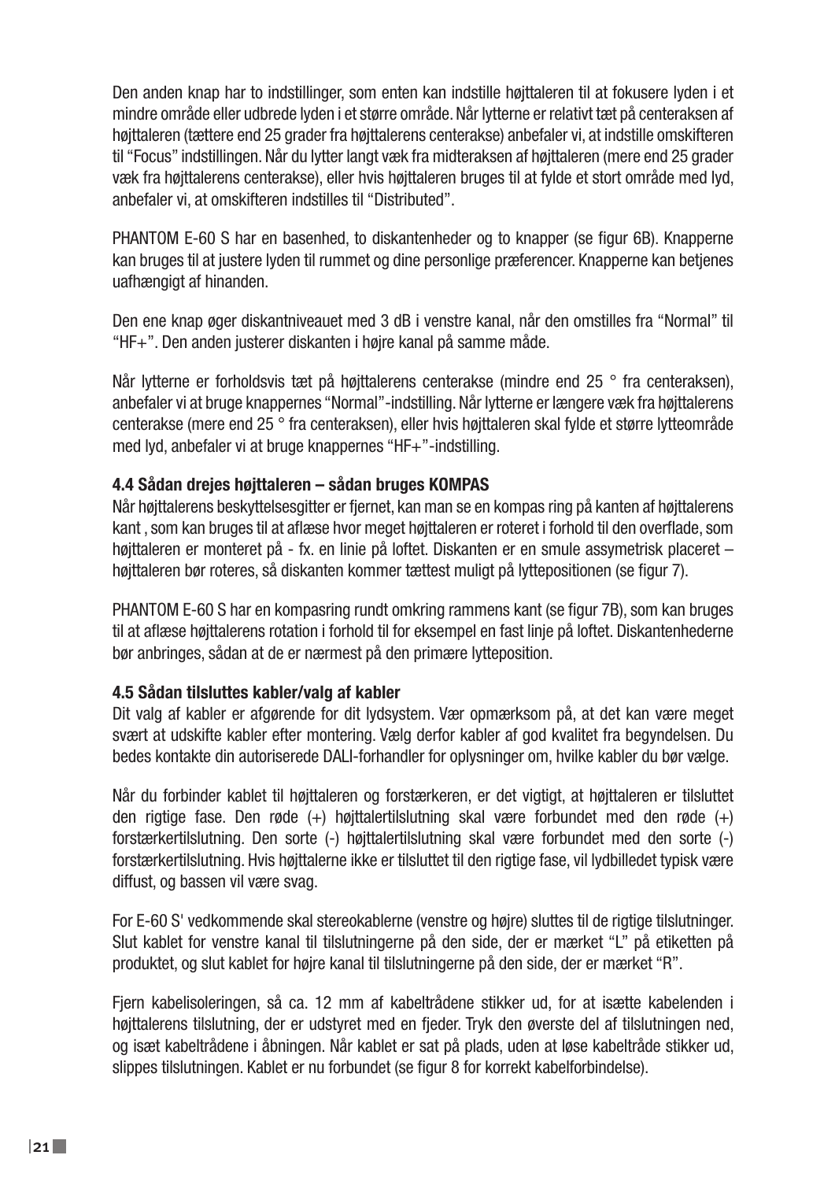Den anden knap har to indstillinger, som enten kan indstille højttaleren til at fokusere lyden i et mindre område eller udbrede lyden i et større område. Når lytterne er relativt tæt på centeraksen af højttaleren (tættere end 25 grader fra højttalerens centerakse) anbefaler vi, at indstille omskifteren til "Focus" indstillingen. Når du lytter langt væk fra midteraksen af højttaleren (mere end 25 grader væk fra højttalerens centerakse), eller hvis højttaleren bruges til at fylde et stort område med lyd, anbefaler vi, at omskifteren indstilles til "Distributed".

PHANTOM E-60 S har en basenhed, to diskantenheder og to knapper (se figur 6B). Knapperne kan bruges til at justere lyden til rummet og dine personlige præferencer. Knapperne kan betjenes uafhængigt af hinanden.

Den ene knap øger diskantniveauet med 3 dB i venstre kanal, når den omstilles fra "Normal" til "HF+". Den anden justerer diskanten i højre kanal på samme måde.

Når lytterne er forholdsvis tæt på højttalerens centerakse (mindre end 25 ° fra centeraksen), anbefaler vi at bruge knappernes "Normal"-indstilling. Når lytterne er længere væk fra højttalerens centerakse (mere end 25 ° fra centeraksen), eller hvis højttaleren skal fylde et større lytteområde med lyd, anbefaler vi at bruge knappernes "HF+"-indstilling.

**4.4 Sådan drejes højttaleren – sådan bruges KOMPAS**

Når højttalerens beskyttelsesgitter er fjernet, kan man se en kompas ring på kanten af højttalerens kant , som kan bruges til at aflæse hvor meget højttaleren er roteret i forhold til den overflade, som højttaleren er monteret på - fx. en linie på loftet. Diskanten er en smule assymetrisk placeret – højttaleren bør roteres, så diskanten kommer tættest muligt på lyttepositionen (se figur 7).

PHANTOM E-60 S har en kompasring rundt omkring rammens kant (se figur 7B), som kan bruges til at aflæse højttalerens rotation i forhold til for eksempel en fast linje på loftet. Diskantenhederne bør anbringes, sådan at de er nærmest på den primære lytteposition.

**4.5 Sådan tilsluttes kabler/valg af kabler**

Dit valg af kabler er afgørende for dit lydsystem. Vær opmærksom på, at det kan være meget svært at udskifte kabler efter montering. Vælg derfor kabler af god kvalitet fra begyndelsen. Du bedes kontakte din autoriserede DALI-forhandler for oplysninger om, hvilke kabler du bør vælge.

Når du forbinder kablet til højttaleren og forstærkeren, er det vigtigt, at højttaleren er tilsluttet den rigtige fase. Den røde (+) højttalertilslutning skal være forbundet med den røde (+) forstærkertilslutning. Den sorte (-) højttalertilslutning skal være forbundet med den sorte (-) forstærkertilslutning. Hvis højttalerne ikke er tilsluttet til den rigtige fase, vil lydbilledet typisk være diffust, og bassen vil være svag.

For E-60 S' vedkommende skal stereokablerne (venstre og højre) sluttes til de rigtige tilslutninger. Slut kablet for venstre kanal til tilslutningerne på den side, der er mærket "L" på etiketten på produktet, og slut kablet for højre kanal til tilslutningerne på den side, der er mærket "R".

Fjern kabelisoleringen, så ca. 12 mm af kabeltrådene stikker ud, for at isætte kabelenden i højttalerens tilslutning, der er udstyret med en fjeder. Tryk den øverste del af tilslutningen ned, og isæt kabeltrådene i åbningen. Når kablet er sat på plads, uden at løse kabeltråde stikker ud, slippes tilslutningen. Kablet er nu forbundet (se figur 8 for korrekt kabelforbindelse).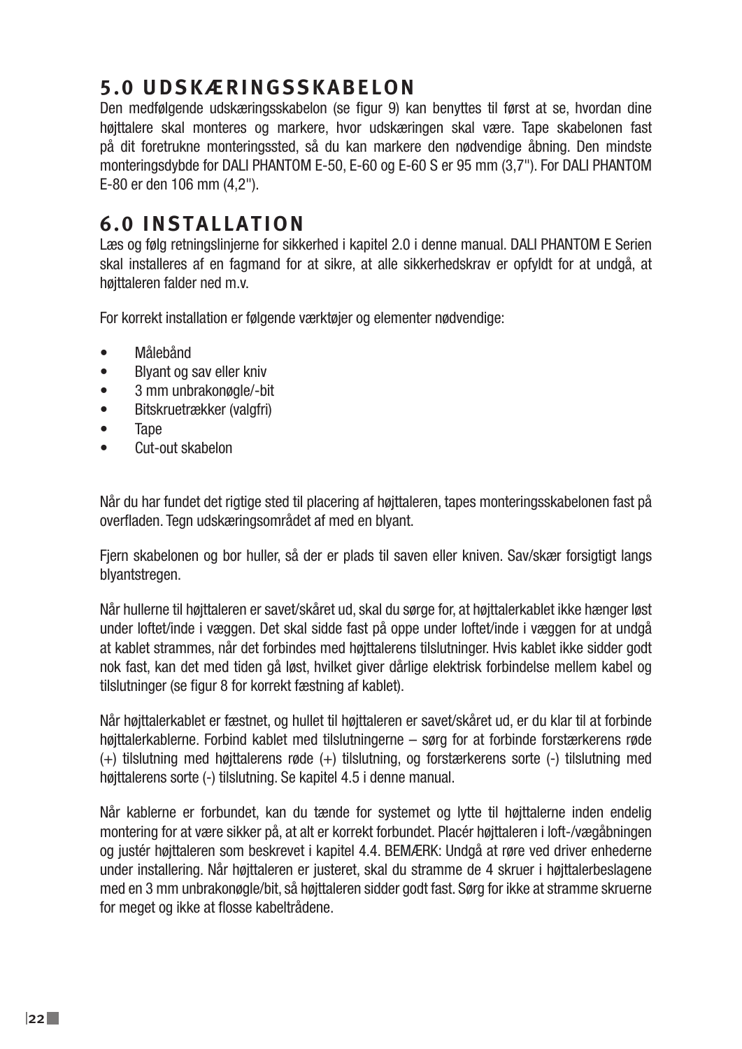## 5.0 UDSKÆRINGSSKABELON

Den medfølgende udskæringsskabelon (se figur 9) kan benyttes til først at se, hvordan dine højttalere skal monteres og markere, hvor udskæringen skal være. Tape skabelonen fast på dit foretrukne monteringssted, så du kan markere den nødvendige åbning. Den mindste monteringsdybde for DALI PHANTOM E-50, E-60 og E-60 S er 95 mm (3,7"). For DALI PHANTOM E-80 er den 106 mm (4,2").

## 6.0 INSTALLATION

Læs og følg retningslinjerne for sikkerhed i kapitel 2.0 i denne manual. DALI PHANTOM E Serien skal installeres af en fagmand for at sikre, at alle sikkerhedskrav er opfyldt for at undgå, at højttaleren falder ned m.v.

For korrekt installation er følgende værktøjer og elementer nødvendige:

- Målebånd
- Blyant og sav eller kniv
- 3 mm unbrakonøgle/-bit
- Bitskruetrækker (valgfri)
- Tape
- Cut-out skabelon

Når du har fundet det rigtige sted til placering af højttaleren, tapes monteringsskabelonen fast på overfladen. Tegn udskæringsområdet af med en blyant.

Fjern skabelonen og bor huller, så der er plads til saven eller kniven. Sav/skær forsigtigt langs blyantstregen.

Når hullerne til højttaleren er savet/skåret ud, skal du sørge for, at højttalerkablet ikke hænger løst under loftet/inde i væggen. Det skal sidde fast på oppe under loftet/inde i væggen for at undgå at kablet strammes, når det forbindes med højttalerens tilslutninger. Hvis kablet ikke sidder godt nok fast, kan det med tiden gå løst, hvilket giver dårlige elektrisk forbindelse mellem kabel og tilslutninger (se figur 8 for korrekt fæstning af kablet).

Når højttalerkablet er fæstnet, og hullet til højttaleren er savet/skåret ud, er du klar til at forbinde højttalerkablerne. Forbind kablet med tilslutningerne – sørg for at forbinde forstærkerens røde (+) tilslutning med højttalerens røde (+) tilslutning, og forstærkerens sorte (-) tilslutning med højttalerens sorte (-) tilslutning. Se kapitel 4.5 i denne manual.

Når kablerne er forbundet, kan du tænde for systemet og lytte til højttalerne inden endelig montering for at være sikker på, at alt er korrekt forbundet. Placér højttaleren i loft-/vægåbningen og justér højttaleren som beskrevet i kapitel 4.4. BEMÆRK: Undgå at røre ved driver enhederne under installering. Når højttaleren er justeret, skal du stramme de 4 skruer i højttalerbeslagene med en 3 mm unbrakonøgle/bit, så højttaleren sidder godt fast. Sørg for ikke at stramme skruerne for meget og ikke at flosse kabeltrådene.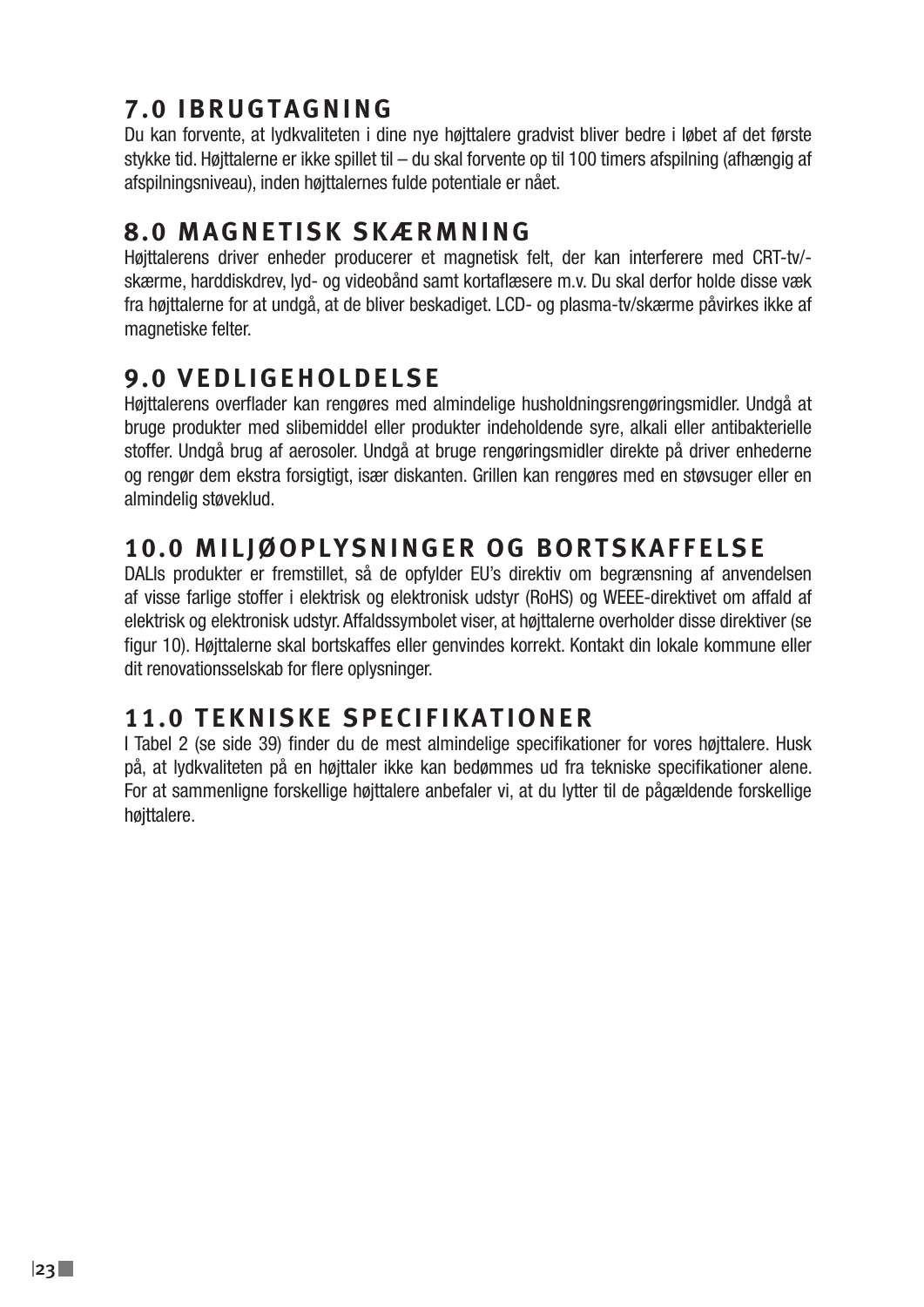## 7.0 IBRUGTAGNING

Du kan forvente, at lydkvaliteten i dine nye højttalere gradvist bliver bedre i løbet af det første stykke tid. Højttalerne er ikke spillet til – du skal forvente op til 100 timers afspilning (afhængig af afspilningsniveau), inden højttalernes fulde potentiale er nået.

## 8.0 MAGNETISK SKÆRMNING

Højttalerens driver enheder producerer et magnetisk felt, der kan interferere med CRT-tv/-skærme, harddiskdrev, lyd- og videobånd samt kortaflæsere m.v. Du skal derfor holde disse væk fra højttalerne for at undgå, at de bliver beskadiget. LCD- og plasma-tv/skærme påvirkes ikke af magnetiske felter.

## 9.0 VEDLIGEHOLDELSE

Højttalerens overflader kan rengøres med almindelige husholdningsrengøringsmidler. Undgå at bruge produkter med slibemiddel eller produkter indeholdende syre, alkali eller antibakterielle stoffer. Undgå brug af aerosoler. Undgå at bruge rengøringsmidler direkte på driver enhederne og rengør dem ekstra forsigtigt, især diskanten. Grillen kan rengøres med en støvsuger eller en almindelig støveklud.

## 10.0 MILJØOPLYSNINGER OG BORTSKAFFELSE

DALIs produkter er fremstillet, så de opfylder EU's direktiv om begrænsning af anvendelsen af visse farlige stoffer i elektrisk og elektronisk udstyr (RoHS) og WEEE-direktivet om affald af elektrisk og elektronisk udstyr. Affaldssymbolet viser, at højttalerne overholder disse direktiver (se figur 10). Højttalerne skal bortskaffes eller genvindes korrekt. Kontakt din lokale kommune eller dit renovationsselskab for flere oplysninger.

## 11.0 TEKNISKE SPECIFIKATIONER

I Tabel 2 (se side 39) finder du de mest almindelige specifikationer for vores højttalere. Husk på, at lydkvaliteten på en højttaler ikke kan bedømmes ud fra tekniske specifikationer alene. For at sammenligne forskellige højttalere anbefaler vi, at du lytter til de pågældende forskellige højttalere.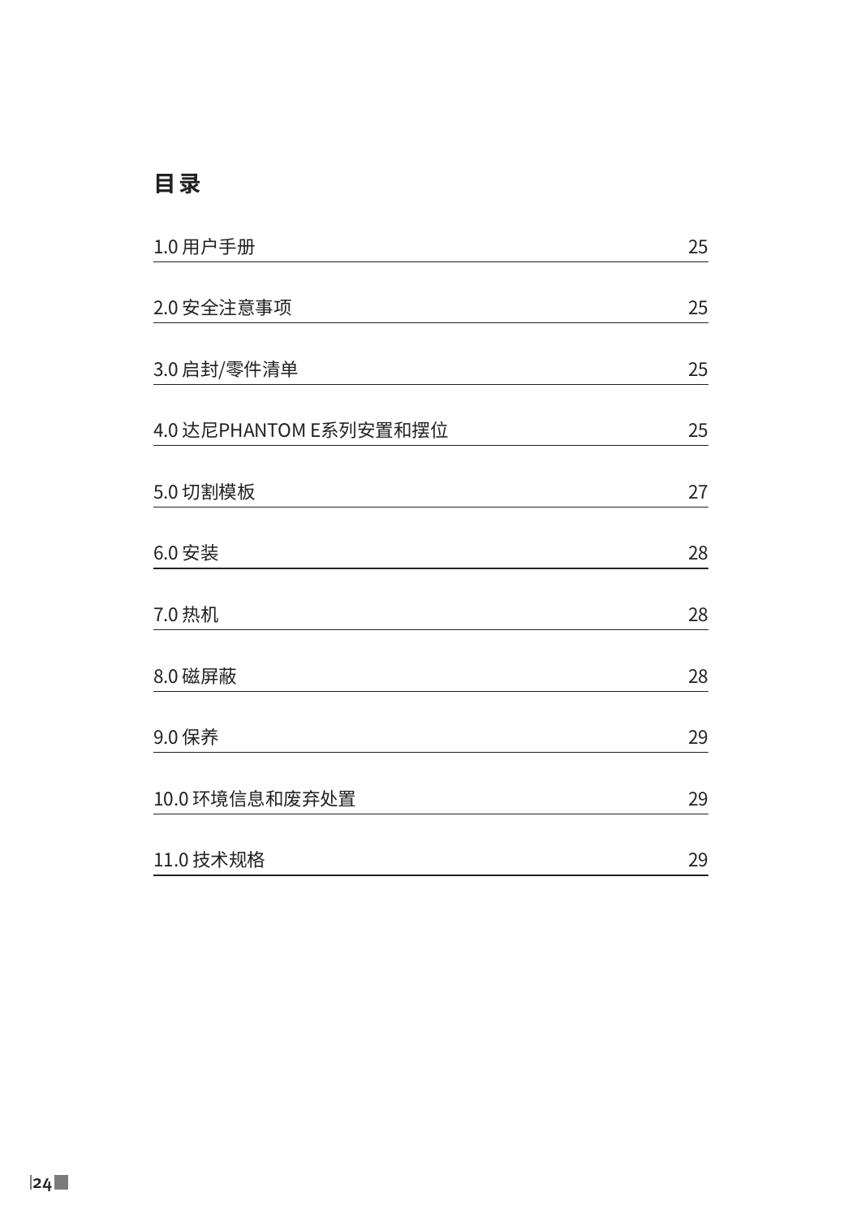# 目 录

| | |
|---|---|
| 1.0 用户手册 | 25 |
| 2.0 安全注意事项 | 25 |
| 3.0 启封/零件清单 | 25 |
| 4.0 达尼PHANTOM E系列安置和摆位 | 25 |
| 5.0 切割模板 | 27 |
| 6.0 安装 | 28 |
| 7.0 热机 | 28 |
| 8.0 磁屏蔽 | 28 |
| 9.0 保养 | 29 |
| 10.0 环境信息和废弃处置 | 29 |
| 11.0 技术规格 | 29 |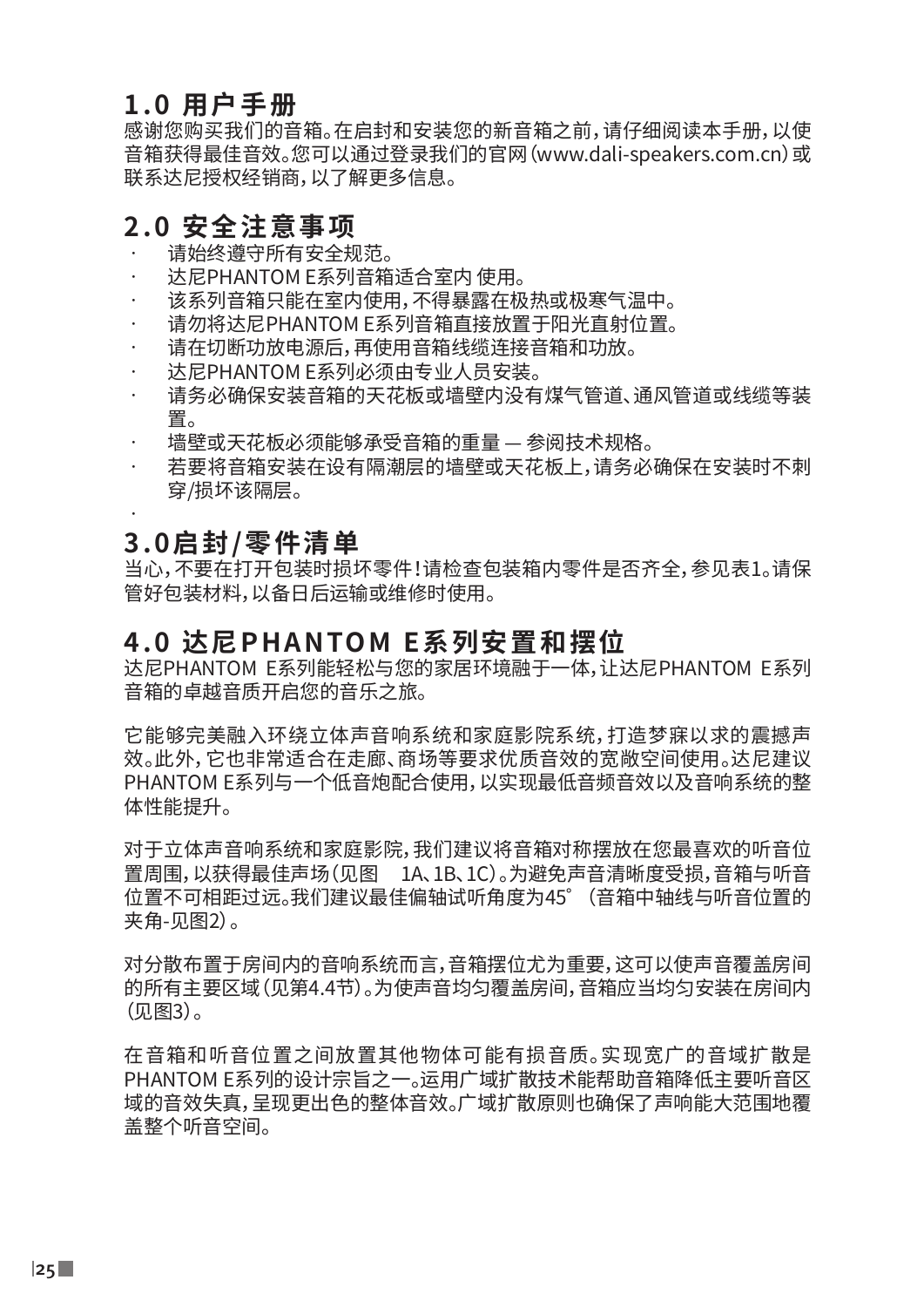## 1.0 用户手册

感谢您购买我们的音箱。在启封和安装您的新音箱之前，请仔细阅读本手册，以使音箱获得最佳音效。您可以通过登录我们的官网（www.dali-speakers.com.cn）或联系达尼授权经销商，以了解更多信息。

## 2.0 安全注意事项

- 请始终遵守所有安全规范。
- 达尼PHANTOM E系列音箱适合室内 使用。
- 该系列音箱只能在室内使用，不得暴露在极热或极寒气温中。
- 请勿将达尼PHANTOM E系列音箱直接放置于阳光直射位置。
- 请在切断功放电源后，再使用音箱线缆连接音箱和功放。
- 达尼PHANTOM E系列必须由专业人员安装。
- 请务必确保安装音箱的天花板或墙壁内没有煤气管道、通风管道或线缆等装置。
- 墙壁或天花板必须能够承受音箱的重量 — 参阅技术规格。
- 若要将音箱安装在设有隔潮层的墙壁或天花板上，请务必确保在安装时不刺穿/损坏该隔层。

## 3.0启封/零件清单

当心，不要在打开包装时损坏零件！请检查包装箱内零件是否齐全，参见表1。请保管好包装材料，以备日后运输或维修时使用。

## 4.0 达尼PHANTOM E系列安置和摆位

达尼PHANTOM E系列能轻松与您的家居环境融于一体，让达尼PHANTOM E系列音箱的卓越音质开启您的音乐之旅。

它能够完美融入环绕立体声音响系统和家庭影院系统，打造梦寐以求的震撼声效。此外，它也非常适合在走廊、商场等要求优质音效的宽敞空间使用。达尼建议PHANTOM E系列与一个低音炮配合使用，以实现最低音频音效以及音响系统的整体性能提升。

对于立体声音响系统和家庭影院，我们建议将音箱对称摆放在您最喜欢的听音位置周围，以获得最佳声场（见图 1A、1B、1C）。为避免声音清晰度受损，音箱与听音位置不可相距过远。我们建议最佳偏轴试听角度为45°（音箱中轴线与听音位置的夹角-见图2）。

对分散布置于房间内的音响系统而言，音箱摆位尤为重要，这可以使声音覆盖房间的所有主要区域（见第4.4节）。为使声音均匀覆盖房间，音箱应当均匀安装在房间内（见图3）。

在音箱和听音位置之间放置其他物体可能有损音质。实现宽广的音域扩散是PHANTOM E系列的设计宗旨之一。运用广域扩散技术能帮助音箱降低主要听音区域的音效失真，呈现更出色的整体音效。广域扩散原则也确保了声响能大范围地覆盖整个听音空间。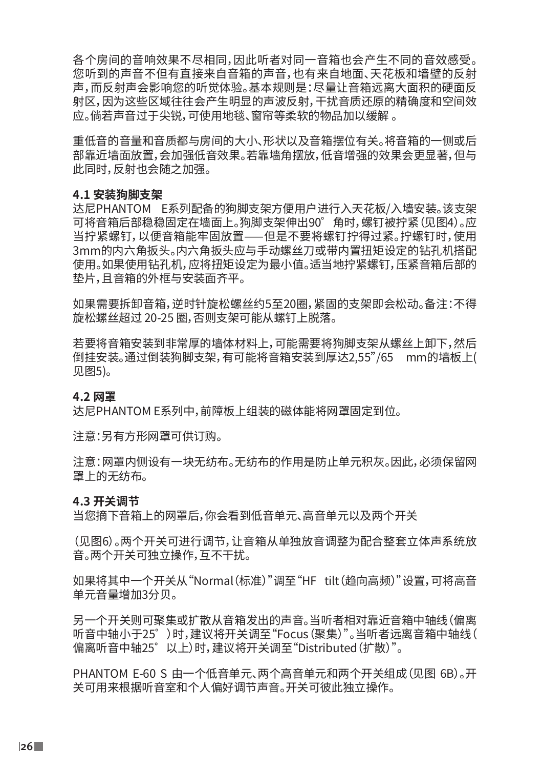各个房间的音响效果不尽相同，因此听者对同一音箱也会产生不同的音效感受。您听到的声音不但有直接来自音箱的声音，也有来自地面、天花板和墙壁的反射声，而反射声会影响您的听觉体验。基本规则是：尽量让音箱远离大面积的硬面反射区，因为这些区域往往会产生明显的声波反射，干扰音质还原的精确度和空间效应。倘若声音过于尖锐，可使用地毯、窗帘等柔软的物品加以缓解 。

重低音的音量和音质都与房间的大小、形状以及音箱摆位有关。将音箱的一侧或后部靠近墙面放置，会加强低音效果。若靠墙角摆放，低音增强的效果会更显著，但与此同时，反射也会随之加强。

**4.1 安装狗脚支架**

达尼PHANTOM　E系列配备的狗脚支架方便用户进行入天花板/入墙安装。该支架可将音箱后部稳稳固定在墙面上。狗脚支架伸出90°　角时，螺钉被拧紧（见图4）。应当拧紧螺钉，以便音箱能牢固放置——但是不要将螺钉拧得过紧。拧螺钉时，使用3mm的内六角扳头。内六角扳头应与手动螺丝刀或带内置扭矩设定的钻孔机搭配使用。如果使用钻孔机，应将扭矩设定为最小值。适当地拧紧螺钉，压紧音箱后部的垫片，且音箱的外框与安装面齐平。

如果需要拆卸音箱，逆时针旋松螺丝约5至20圈，紧固的支架即会松动。备注：不得旋松螺丝超过 20-25 圈，否则支架可能从螺钉上脱落。

若要将音箱安装到非常厚的墙体材料上，可能需要将狗脚支架从螺丝上卸下，然后倒挂安装。通过倒装狗脚支架，有可能将音箱安装到厚达2,55”/65　mm的墙板上(见图5)。

**4.2 网罩**

达尼PHANTOM E系列中，前障板上组装的磁体能将网罩固定到位。

注意：另有方形网罩可供订购。

注意：网罩内侧设有一块无纺布。无纺布的作用是防止单元积灰。因此，必须保留网罩上的无纺布。

**4.3 开关调节**

当您摘下音箱上的网罩后，你会看到低音单元、高音单元以及两个开关

（见图6）。两个开关可进行调节，让音箱从单独放音调整为配合整套立体声系统放音。两个开关可独立操作，互不干扰。

如果将其中一个开关从“Normal（标准）”调至“HF　tilt（趋向高频）”设置，可将高音单元音量增加3分贝。

另一个开关则可聚集或扩散从音箱发出的声音。当听者相对靠近音箱中轴线（偏离听音中轴小于25°）时，建议将开关调至“Focus（聚集）”。当听者远离音箱中轴线（偏离听音中轴25°以上）时，建议将开关调至“Distributed（扩散）”。

PHANTOM E-60 S 由一个低音单元、两个高音单元和两个开关组成（见图 6B）。开关可用来根据听音室和个人偏好调节声音。开关可彼此独立操作。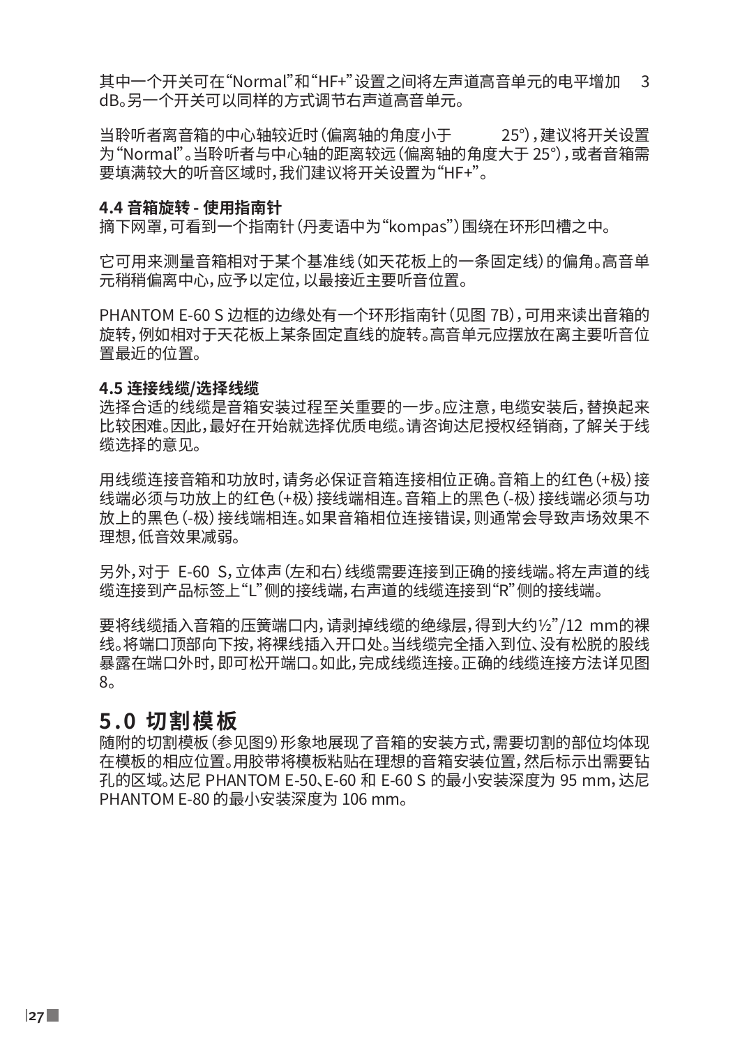其中一个开关可在“Normal”和“HF+”设置之间将左声道高音单元的电平增加 3 dB。另一个开关可以同样的方式调节右声道高音单元。

当聆听者离音箱的中心轴较近时（偏离轴的角度小于 25°），建议将开关设置为“Normal”。当聆听者与中心轴的距离较远（偏离轴的角度大于 25°），或者音箱需要填满较大的听音区域时，我们建议将开关设置为“HF+”。

**4.4 音箱旋转 - 使用指南针**
摘下网罩，可看到一个指南针（丹麦语中为“kompas”）围绕在环形凹槽之中。

它可用来测量音箱相对于某个基准线（如天花板上的一条固定线）的偏角。高音单元稍稍偏离中心，应予以定位，以最接近主要听音位置。

PHANTOM E-60 S 边框的边缘处有一个环形指南针（见图 7B），可用来读出音箱的旋转，例如相对于天花板上某条固定直线的旋转。高音单元应摆放在离主要听音位置最近的位置。

**4.5 连接线缆/选择线缆**
选择合适的线缆是音箱安装过程至关重要的一步。应注意，电缆安装后，替换起来比较困难。因此，最好在开始就选择优质电缆。请咨询达尼授权经销商，了解关于线缆选择的意见。

用线缆连接音箱和功放时，请务必保证音箱连接相位正确。音箱上的红色（+极）接线端必须与功放上的红色（+极）接线端相连。音箱上的黑色（-极）接线端必须与功放上的黑色（-极）接线端相连。如果音箱相位连接错误，则通常会导致声场效果不理想，低音效果减弱。

另外，对于 E-60 S，立体声（左和右）线缆需要连接到正确的接线端。将左声道的线缆连接到产品标签上“L”侧的接线端，右声道的线缆连接到“R”侧的接线端。

要将线缆插入音箱的压簧端口内，请剥掉线缆的绝缘层，得到大约½”/12 mm的裸线。将端口顶部向下按，将裸线插入开口处。当线缆完全插入到位、没有松脱的股线暴露在端口外时，即可松开端口。如此，完成线缆连接。正确的线缆连接方法详见图 8。

## 5.0 切割模板

随附的切割模板（参见图9）形象地展现了音箱的安装方式，需要切割的部位均体现在模板的相应位置。用胶带将模板粘贴在理想的音箱安装位置，然后标示出需要钻孔的区域。达尼 PHANTOM E-50、E-60 和 E-60 S 的最小安装深度为 95 mm，达尼 PHANTOM E-80 的最小安装深度为 106 mm。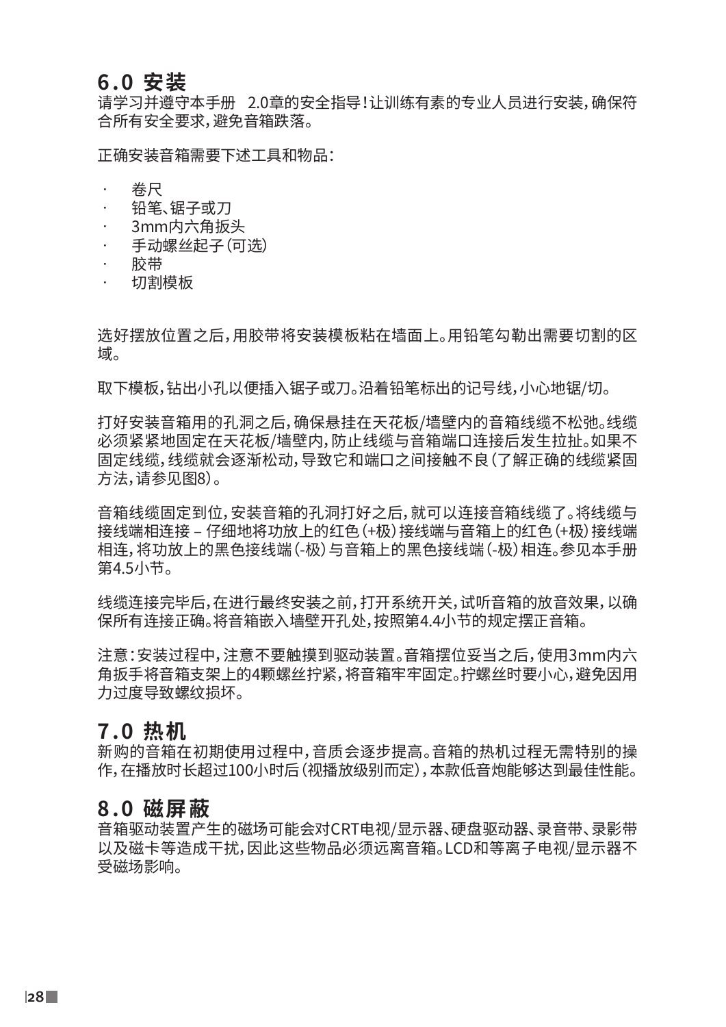## 6.0 安装

请学习并遵守本手册 2.0章的安全指导！让训练有素的专业人员进行安装，确保符合所有安全要求，避免音箱跌落。

正确安装音箱需要下述工具和物品：

- 卷尺
- 铅笔、锯子或刀
- 3mm内六角扳头
- 手动螺丝起子（可选）
- 胶带
- 切割模板

选好摆放位置之后，用胶带将安装模板粘在墙面上。用铅笔勾勒出需要切割的区域。

取下模板，钻出小孔以便插入锯子或刀。沿着铅笔标出的记号线，小心地锯/切。

打好安装音箱用的孔洞之后，确保悬挂在天花板/墙壁内的音箱线缆不松弛。线缆必须紧紧地固定在天花板/墙壁内，防止线缆与音箱端口连接后发生拉扯。如果不固定线缆，线缆就会逐渐松动，导致它和端口之间接触不良（了解正确的线缆紧固方法，请参见图8）。

音箱线缆固定到位，安装音箱的孔洞打好之后，就可以连接音箱线缆了。将线缆与接线端相连接 – 仔细地将功放上的红色（+极）接线端与音箱上的红色（+极）接线端相连，将功放上的黑色接线端（-极）与音箱上的黑色接线端（-极）相连。参见本手册第4.5小节。

线缆连接完毕后，在进行最终安装之前，打开系统开关，试听音箱的放音效果，以确保所有连接正确。将音箱嵌入墙壁开孔处，按照第4.4小节的规定摆正音箱。

注意：安装过程中，注意不要触摸到驱动装置。音箱摆位妥当之后，使用3mm内六角扳手将音箱支架上的4颗螺丝拧紧，将音箱牢牢固定。拧螺丝时要小心，避免因用力过度导致螺纹损坏。

## 7.0 热机

新购的音箱在初期使用过程中，音质会逐步提高。音箱的热机过程无需特别的操作，在播放时长超过100小时后（视播放级别而定），本款低音炮能够达到最佳性能。

## 8.0 磁屏蔽

音箱驱动装置产生的磁场可能会对CRT电视/显示器、硬盘驱动器、录音带、录影带以及磁卡等造成干扰，因此这些物品必须远离音箱。LCD和等离子电视/显示器不受磁场影响。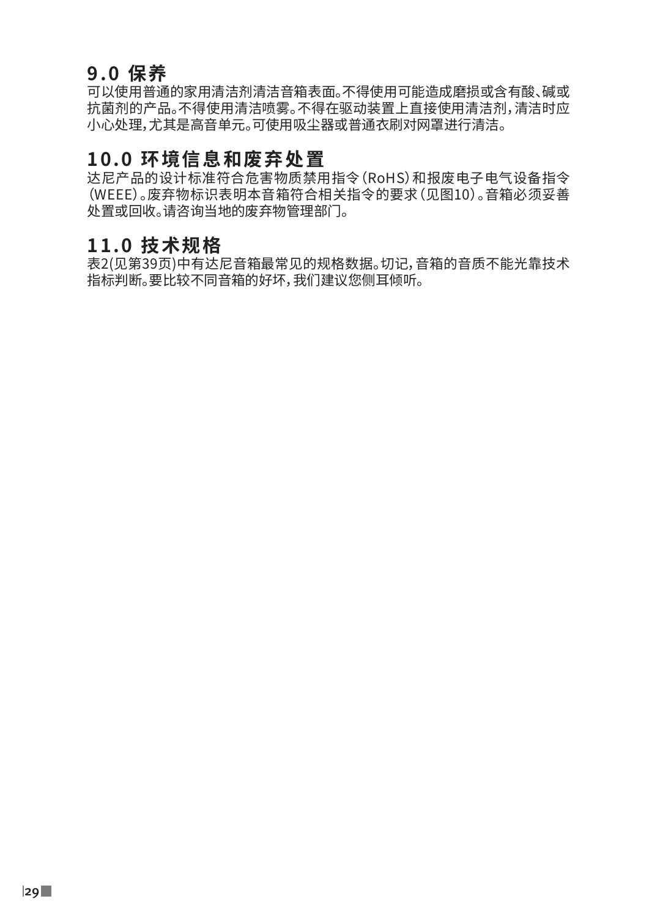## 9.0 保养

可以使用普通的家用清洁剂清洁音箱表面。不得使用可能造成磨损或含有酸、碱或抗菌剂的产品。不得使用清洁喷雾。不得在驱动装置上直接使用清洁剂，清洁时应小心处理，尤其是高音单元。可使用吸尘器或普通衣刷对网罩进行清洁。

## 10.0 环境信息和废弃处置

达尼产品的设计标准符合危害物质禁用指令（RoHS）和报废电子电气设备指令（WEEE）。废弃物标识表明本音箱符合相关指令的要求（见图10）。音箱必须妥善处置或回收。请咨询当地的废弃物管理部门。

## 11.0 技术规格

表2(见第39页)中有达尼音箱最常见的规格数据。切记，音箱的音质不能光靠技术指标判断。要比较不同音箱的好坏，我们建议您侧耳倾听。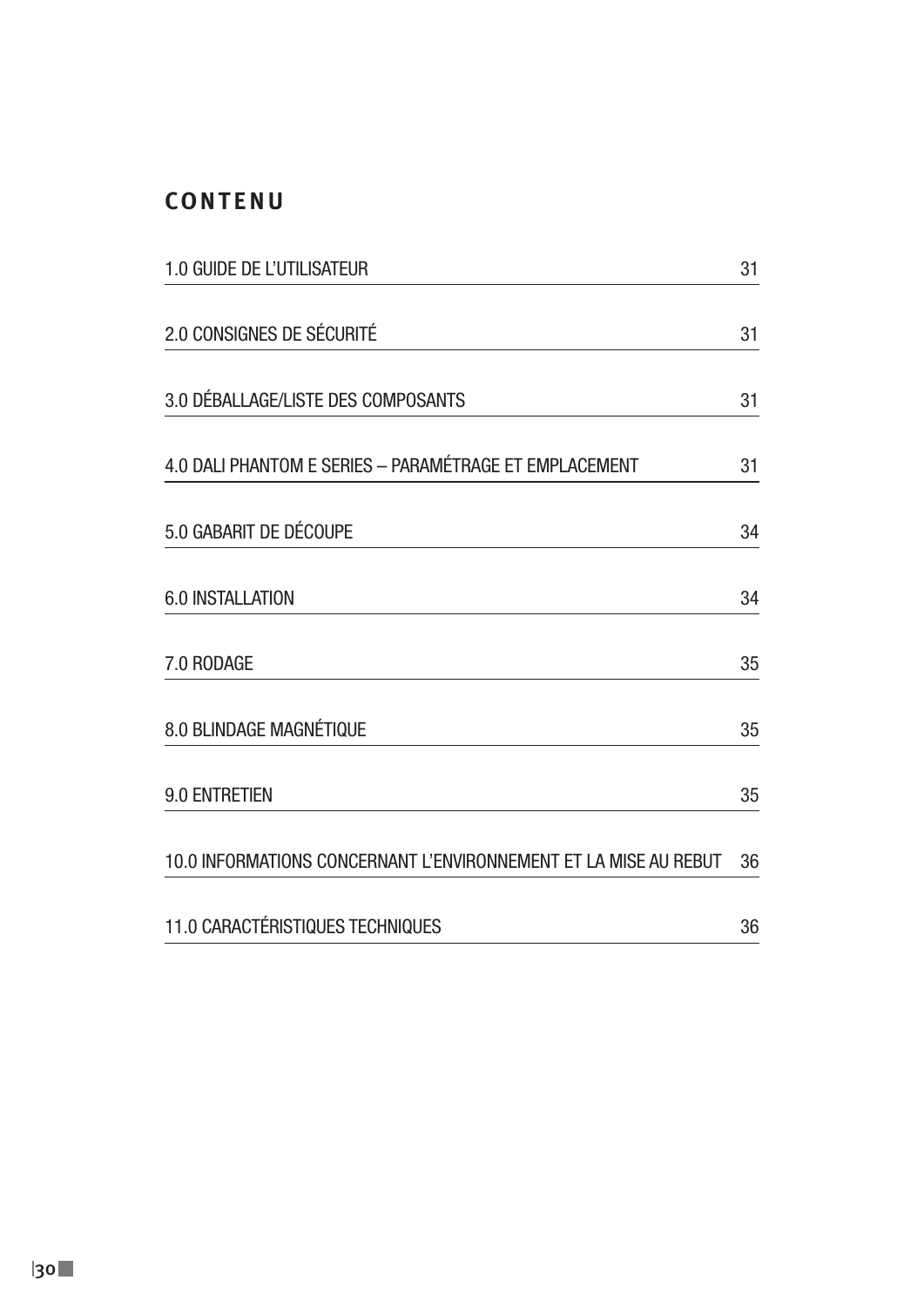## CONTENU

| | |
|---|---|
| 1.0 GUIDE DE L'UTILISATEUR | 31 |
| 2.0 CONSIGNES DE SÉCURITÉ | 31 |
| 3.0 DÉBALLAGE/LISTE DES COMPOSANTS | 31 |
| 4.0 DALI PHANTOM E SERIES – PARAMÉTRAGE ET EMPLACEMENT | 31 |
| 5.0 GABARIT DE DÉCOUPE | 34 |
| 6.0 INSTALLATION | 34 |
| 7.0 RODAGE | 35 |
| 8.0 BLINDAGE MAGNÉTIQUE | 35 |
| 9.0 ENTRETIEN | 35 |
| 10.0 INFORMATIONS CONCERNANT L'ENVIRONNEMENT ET LA MISE AU REBUT | 36 |
| 11.0 CARACTÉRISTIQUES TECHNIQUES | 36 |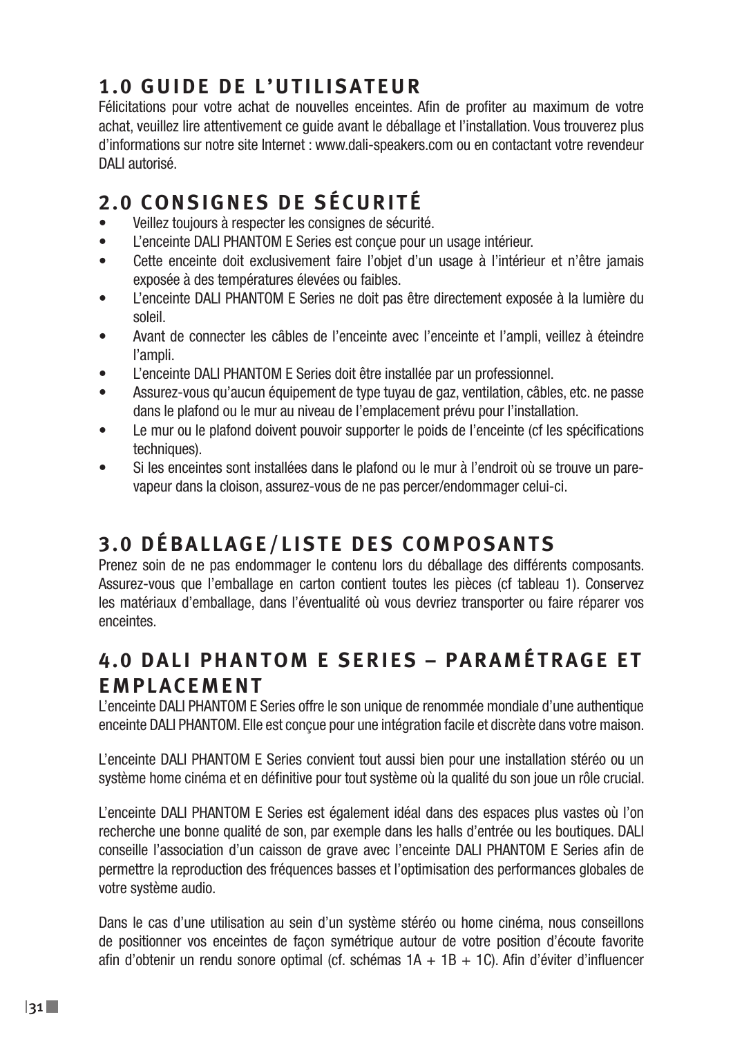## 1.0 GUIDE DE L'UTILISATEUR

Félicitations pour votre achat de nouvelles enceintes. Afin de profiter au maximum de votre achat, veuillez lire attentivement ce guide avant le déballage et l'installation. Vous trouverez plus d'informations sur notre site Internet : www.dali-speakers.com ou en contactant votre revendeur DALI autorisé.

## 2.0 CONSIGNES DE SÉCURITÉ

- Veillez toujours à respecter les consignes de sécurité.
- L'enceinte DALI PHANTOM E Series est conçue pour un usage intérieur.
- Cette enceinte doit exclusivement faire l'objet d'un usage à l'intérieur et n'être jamais exposée à des températures élevées ou faibles.
- L'enceinte DALI PHANTOM E Series ne doit pas être directement exposée à la lumière du soleil.
- Avant de connecter les câbles de l'enceinte avec l'enceinte et l'ampli, veillez à éteindre l'ampli.
- L'enceinte DALI PHANTOM E Series doit être installée par un professionnel.
- Assurez-vous qu'aucun équipement de type tuyau de gaz, ventilation, câbles, etc. ne passe dans le plafond ou le mur au niveau de l'emplacement prévu pour l'installation.
- Le mur ou le plafond doivent pouvoir supporter le poids de l'enceinte (cf les spécifications techniques).
- Si les enceintes sont installées dans le plafond ou le mur à l'endroit où se trouve un pare-vapeur dans la cloison, assurez-vous de ne pas percer/endommager celui-ci.

## 3.0 DÉBALLAGE/LISTE DES COMPOSANTS

Prenez soin de ne pas endommager le contenu lors du déballage des différents composants. Assurez-vous que l'emballage en carton contient toutes les pièces (cf tableau 1). Conservez les matériaux d'emballage, dans l'éventualité où vous devriez transporter ou faire réparer vos enceintes.

## 4.0 DALI PHANTOM E SERIES – PARAMÉTRAGE ET EMPLACEMENT

L'enceinte DALI PHANTOM E Series offre le son unique de renommée mondiale d'une authentique enceinte DALI PHANTOM. Elle est conçue pour une intégration facile et discrète dans votre maison.

L'enceinte DALI PHANTOM E Series convient tout aussi bien pour une installation stéréo ou un système home cinéma et en définitive pour tout système où la qualité du son joue un rôle crucial.

L'enceinte DALI PHANTOM E Series est également idéal dans des espaces plus vastes où l'on recherche une bonne qualité de son, par exemple dans les halls d'entrée ou les boutiques. DALI conseille l'association d'un caisson de grave avec l'enceinte DALI PHANTOM E Series afin de permettre la reproduction des fréquences basses et l'optimisation des performances globales de votre système audio.

Dans le cas d'une utilisation au sein d'un système stéréo ou home cinéma, nous conseillons de positionner vos enceintes de façon symétrique autour de votre position d'écoute favorite afin d'obtenir un rendu sonore optimal (cf. schémas 1A + 1B + 1C). Afin d'éviter d'influencer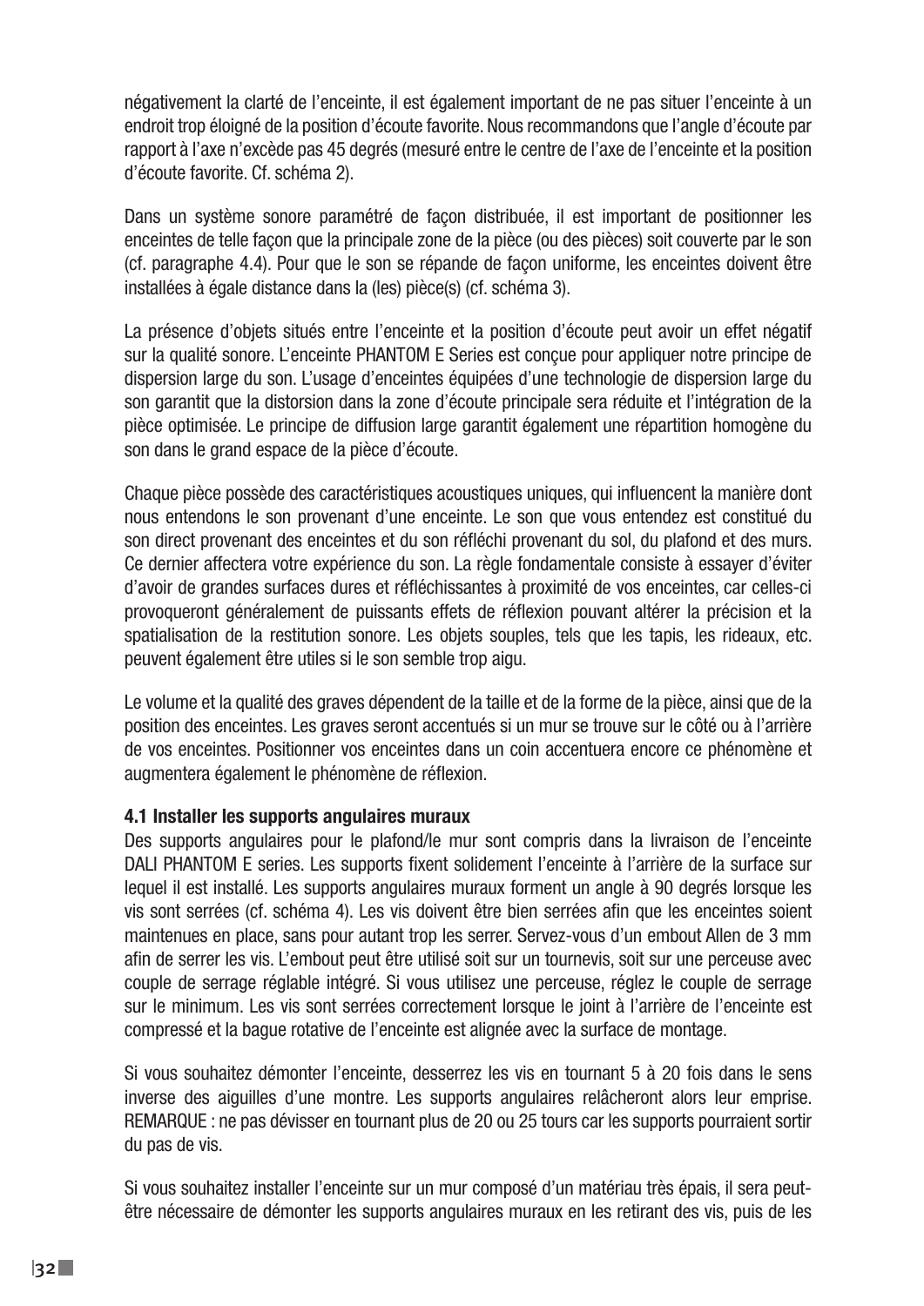négativement la clarté de l'enceinte, il est également important de ne pas situer l'enceinte à un endroit trop éloigné de la position d'écoute favorite. Nous recommandons que l'angle d'écoute par rapport à l'axe n'excède pas 45 degrés (mesuré entre le centre de l'axe de l'enceinte et la position d'écoute favorite. Cf. schéma 2).

Dans un système sonore paramétré de façon distribuée, il est important de positionner les enceintes de telle façon que la principale zone de la pièce (ou des pièces) soit couverte par le son (cf. paragraphe 4.4). Pour que le son se répande de façon uniforme, les enceintes doivent être installées à égale distance dans la (les) pièce(s) (cf. schéma 3).

La présence d'objets situés entre l'enceinte et la position d'écoute peut avoir un effet négatif sur la qualité sonore. L'enceinte PHANTOM E Series est conçue pour appliquer notre principe de dispersion large du son. L'usage d'enceintes équipées d'une technologie de dispersion large du son garantit que la distorsion dans la zone d'écoute principale sera réduite et l'intégration de la pièce optimisée. Le principe de diffusion large garantit également une répartition homogène du son dans le grand espace de la pièce d'écoute.

Chaque pièce possède des caractéristiques acoustiques uniques, qui influencent la manière dont nous entendons le son provenant d'une enceinte. Le son que vous entendez est constitué du son direct provenant des enceintes et du son réfléchi provenant du sol, du plafond et des murs. Ce dernier affectera votre expérience du son. La règle fondamentale consiste à essayer d'éviter d'avoir de grandes surfaces dures et réfléchissantes à proximité de vos enceintes, car celles-ci provoqueront généralement de puissants effets de réflexion pouvant altérer la précision et la spatialisation de la restitution sonore. Les objets souples, tels que les tapis, les rideaux, etc. peuvent également être utiles si le son semble trop aigu.

Le volume et la qualité des graves dépendent de la taille et de la forme de la pièce, ainsi que de la position des enceintes. Les graves seront accentués si un mur se trouve sur le côté ou à l'arrière de vos enceintes. Positionner vos enceintes dans un coin accentuera encore ce phénomène et augmentera également le phénomène de réflexion.

### 4.1 Installer les supports angulaires muraux

Des supports angulaires pour le plafond/le mur sont compris dans la livraison de l'enceinte DALI PHANTOM E series. Les supports fixent solidement l'enceinte à l'arrière de la surface sur lequel il est installé. Les supports angulaires muraux forment un angle à 90 degrés lorsque les vis sont serrées (cf. schéma 4). Les vis doivent être bien serrées afin que les enceintes soient maintenues en place, sans pour autant trop les serrer. Servez-vous d'un embout Allen de 3 mm afin de serrer les vis. L'embout peut être utilisé soit sur un tournevis, soit sur une perceuse avec couple de serrage réglable intégré. Si vous utilisez une perceuse, réglez le couple de serrage sur le minimum. Les vis sont serrées correctement lorsque le joint à l'arrière de l'enceinte est compressé et la bague rotative de l'enceinte est alignée avec la surface de montage.

Si vous souhaitez démonter l'enceinte, desserrez les vis en tournant 5 à 20 fois dans le sens inverse des aiguilles d'une montre. Les supports angulaires relâcheront alors leur emprise. REMARQUE : ne pas dévisser en tournant plus de 20 ou 25 tours car les supports pourraient sortir du pas de vis.

Si vous souhaitez installer l'enceinte sur un mur composé d'un matériau très épais, il sera peut-être nécessaire de démonter les supports angulaires muraux en les retirant des vis, puis de les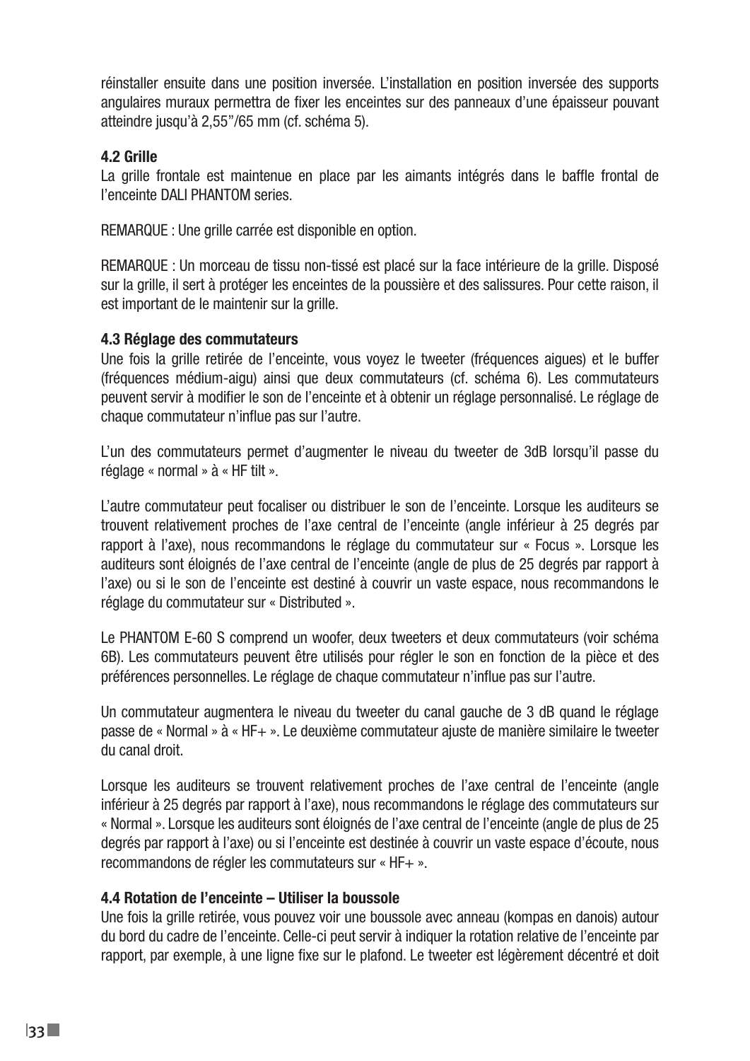réinstaller ensuite dans une position inversée. L'installation en position inversée des supports angulaires muraux permettra de fixer les enceintes sur des panneaux d'une épaisseur pouvant atteindre jusqu'à 2,55"/65 mm (cf. schéma 5).

### 4.2 Grille

La grille frontale est maintenue en place par les aimants intégrés dans le baffle frontal de l'enceinte DALI PHANTOM series.

REMARQUE : Une grille carrée est disponible en option.

REMARQUE : Un morceau de tissu non-tissé est placé sur la face intérieure de la grille. Disposé sur la grille, il sert à protéger les enceintes de la poussière et des salissures. Pour cette raison, il est important de le maintenir sur la grille.

### 4.3 Réglage des commutateurs

Une fois la grille retirée de l'enceinte, vous voyez le tweeter (fréquences aigues) et le buffer (fréquences médium-aigu) ainsi que deux commutateurs (cf. schéma 6). Les commutateurs peuvent servir à modifier le son de l'enceinte et à obtenir un réglage personnalisé. Le réglage de chaque commutateur n'influe pas sur l'autre.

L'un des commutateurs permet d'augmenter le niveau du tweeter de 3dB lorsqu'il passe du réglage « normal » à « HF tilt ».

L'autre commutateur peut focaliser ou distribuer le son de l'enceinte. Lorsque les auditeurs se trouvent relativement proches de l'axe central de l'enceinte (angle inférieur à 25 degrés par rapport à l'axe), nous recommandons le réglage du commutateur sur « Focus ». Lorsque les auditeurs sont éloignés de l'axe central de l'enceinte (angle de plus de 25 degrés par rapport à l'axe) ou si le son de l'enceinte est destiné à couvrir un vaste espace, nous recommandons le réglage du commutateur sur « Distributed ».

Le PHANTOM E-60 S comprend un woofer, deux tweeters et deux commutateurs (voir schéma 6B). Les commutateurs peuvent être utilisés pour régler le son en fonction de la pièce et des préférences personnelles. Le réglage de chaque commutateur n'influe pas sur l'autre.

Un commutateur augmentera le niveau du tweeter du canal gauche de 3 dB quand le réglage passe de « Normal » à « HF+ ». Le deuxième commutateur ajuste de manière similaire le tweeter du canal droit.

Lorsque les auditeurs se trouvent relativement proches de l'axe central de l'enceinte (angle inférieur à 25 degrés par rapport à l'axe), nous recommandons le réglage des commutateurs sur « Normal ». Lorsque les auditeurs sont éloignés de l'axe central de l'enceinte (angle de plus de 25 degrés par rapport à l'axe) ou si l'enceinte est destinée à couvrir un vaste espace d'écoute, nous recommandons de régler les commutateurs sur « HF+ ».

### 4.4 Rotation de l'enceinte – Utiliser la boussole

Une fois la grille retirée, vous pouvez voir une boussole avec anneau (kompas en danois) autour du bord du cadre de l'enceinte. Celle-ci peut servir à indiquer la rotation relative de l'enceinte par rapport, par exemple, à une ligne fixe sur le plafond. Le tweeter est légèrement décentré et doit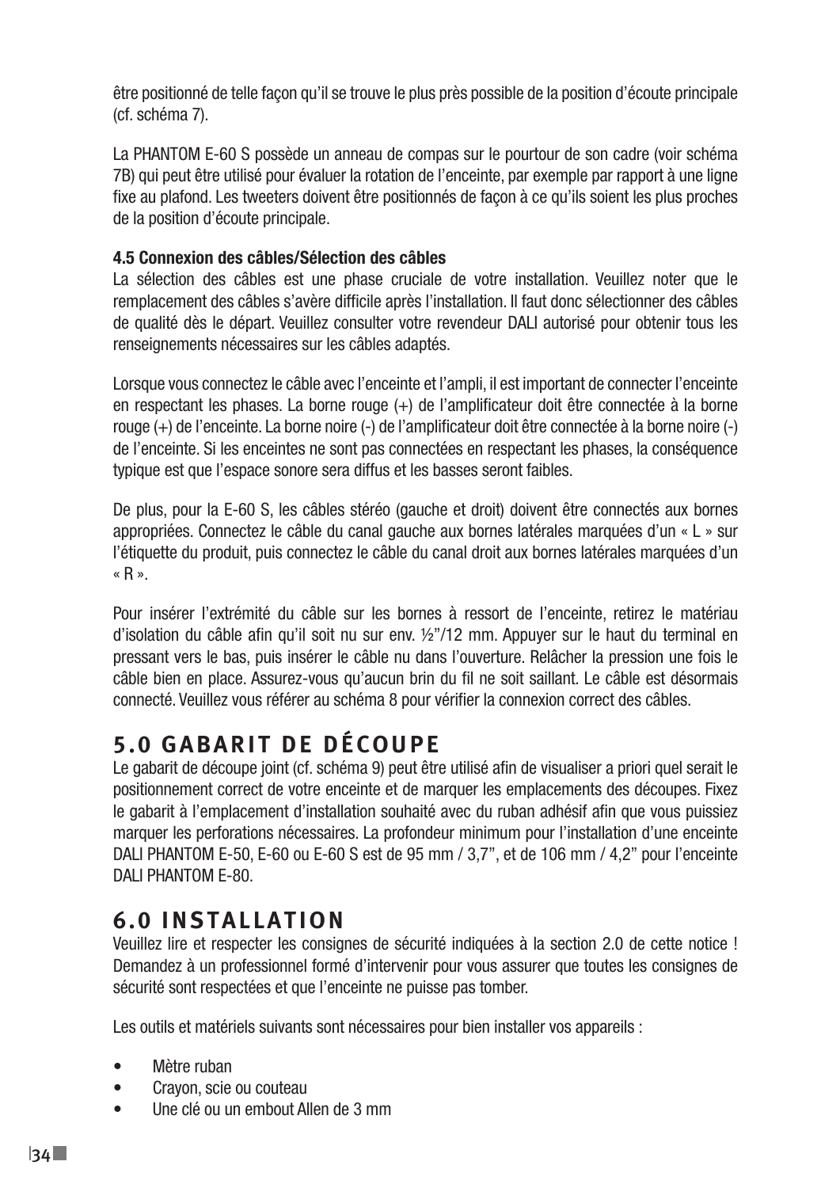être positionné de telle façon qu'il se trouve le plus près possible de la position d'écoute principale (cf. schéma 7).

La PHANTOM E-60 S possède un anneau de compas sur le pourtour de son cadre (voir schéma 7B) qui peut être utilisé pour évaluer la rotation de l'enceinte, par exemple par rapport à une ligne fixe au plafond. Les tweeters doivent être positionnés de façon à ce qu'ils soient les plus proches de la position d'écoute principale.

### 4.5 Connexion des câbles/Sélection des câbles

La sélection des câbles est une phase cruciale de votre installation. Veuillez noter que le remplacement des câbles s'avère difficile après l'installation. Il faut donc sélectionner des câbles de qualité dès le départ. Veuillez consulter votre revendeur DALI autorisé pour obtenir tous les renseignements nécessaires sur les câbles adaptés.

Lorsque vous connectez le câble avec l'enceinte et l'ampli, il est important de connecter l'enceinte en respectant les phases. La borne rouge (+) de l'amplificateur doit être connectée à la borne rouge (+) de l'enceinte. La borne noire (-) de l'amplificateur doit être connectée à la borne noire (-) de l'enceinte. Si les enceintes ne sont pas connectées en respectant les phases, la conséquence typique est que l'espace sonore sera diffus et les basses seront faibles.

De plus, pour la E-60 S, les câbles stéréo (gauche et droit) doivent être connectés aux bornes appropriées. Connectez le câble du canal gauche aux bornes latérales marquées d'un « L » sur l'étiquette du produit, puis connectez le câble du canal droit aux bornes latérales marquées d'un « R ».

Pour insérer l'extrémité du câble sur les bornes à ressort de l'enceinte, retirez le matériau d'isolation du câble afin qu'il soit nu sur env. ½"/12 mm. Appuyer sur le haut du terminal en pressant vers le bas, puis insérer le câble nu dans l'ouverture. Relâcher la pression une fois le câble bien en place. Assurez-vous qu'aucun brin du fil ne soit saillant. Le câble est désormais connecté. Veuillez vous référer au schéma 8 pour vérifier la connexion correct des câbles.

## 5.0 GABARIT DE DÉCOUPE

Le gabarit de découpe joint (cf. schéma 9) peut être utilisé afin de visualiser a priori quel serait le positionnement correct de votre enceinte et de marquer les emplacements des découpes. Fixez le gabarit à l'emplacement d'installation souhaité avec du ruban adhésif afin que vous puissiez marquer les perforations nécessaires. La profondeur minimum pour l'installation d'une enceinte DALI PHANTOM E-50, E-60 ou E-60 S est de 95 mm / 3,7", et de 106 mm / 4,2" pour l'enceinte DALI PHANTOM E-80.

## 6.0 INSTALLATION

Veuillez lire et respecter les consignes de sécurité indiquées à la section 2.0 de cette notice ! Demandez à un professionnel formé d'intervenir pour vous assurer que toutes les consignes de sécurité sont respectées et que l'enceinte ne puisse pas tomber.

Les outils et matériels suivants sont nécessaires pour bien installer vos appareils :

- Mètre ruban
- Crayon, scie ou couteau
- Une clé ou un embout Allen de 3 mm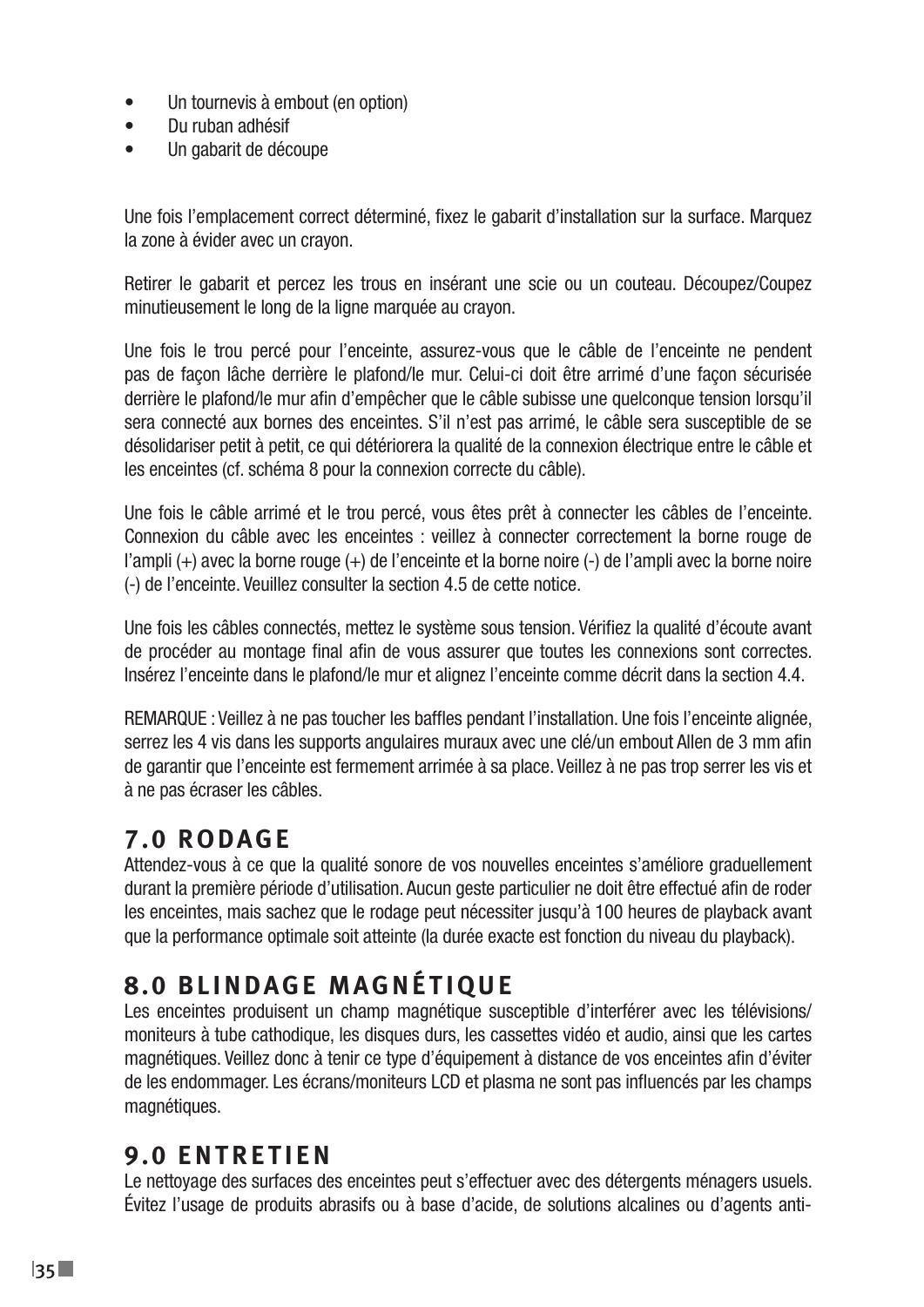- Un tournevis à embout (en option)
- Du ruban adhésif
- Un gabarit de découpe

Une fois l'emplacement correct déterminé, fixez le gabarit d'installation sur la surface. Marquez la zone à évider avec un crayon.

Retirer le gabarit et percez les trous en insérant une scie ou un couteau. Découpez/Coupez minutieusement le long de la ligne marquée au crayon.

Une fois le trou percé pour l'enceinte, assurez-vous que le câble de l'enceinte ne pendent pas de façon lâche derrière le plafond/le mur. Celui-ci doit être arrimé d'une façon sécurisée derrière le plafond/le mur afin d'empêcher que le câble subisse une quelconque tension lorsqu'il sera connecté aux bornes des enceintes. S'il n'est pas arrimé, le câble sera susceptible de se désolidariser petit à petit, ce qui détériorera la qualité de la connexion électrique entre le câble et les enceintes (cf. schéma 8 pour la connexion correcte du câble).

Une fois le câble arrimé et le trou percé, vous êtes prêt à connecter les câbles de l'enceinte. Connexion du câble avec les enceintes : veillez à connecter correctement la borne rouge de l'ampli (+) avec la borne rouge (+) de l'enceinte et la borne noire (-) de l'ampli avec la borne noire (-) de l'enceinte. Veuillez consulter la section 4.5 de cette notice.

Une fois les câbles connectés, mettez le système sous tension. Vérifiez la qualité d'écoute avant de procéder au montage final afin de vous assurer que toutes les connexions sont correctes. Insérez l'enceinte dans le plafond/le mur et alignez l'enceinte comme décrit dans la section 4.4.

REMARQUE : Veillez à ne pas toucher les baffles pendant l'installation. Une fois l'enceinte alignée, serrez les 4 vis dans les supports angulaires muraux avec une clé/un embout Allen de 3 mm afin de garantir que l'enceinte est fermement arrimée à sa place. Veillez à ne pas trop serrer les vis et à ne pas écraser les câbles.

## 7.0 RODAGE

Attendez-vous à ce que la qualité sonore de vos nouvelles enceintes s'améliore graduellement durant la première période d'utilisation. Aucun geste particulier ne doit être effectué afin de roder les enceintes, mais sachez que le rodage peut nécessiter jusqu'à 100 heures de playback avant que la performance optimale soit atteinte (la durée exacte est fonction du niveau du playback).

## 8.0 BLINDAGE MAGNÉTIQUE

Les enceintes produisent un champ magnétique susceptible d'interférer avec les télévisions/moniteurs à tube cathodique, les disques durs, les cassettes vidéo et audio, ainsi que les cartes magnétiques. Veillez donc à tenir ce type d'équipement à distance de vos enceintes afin d'éviter de les endommager. Les écrans/moniteurs LCD et plasma ne sont pas influencés par les champs magnétiques.

## 9.0 ENTRETIEN

Le nettoyage des surfaces des enceintes peut s'effectuer avec des détergents ménagers usuels. Évitez l'usage de produits abrasifs ou à base d'acide, de solutions alcalines ou d'agents anti-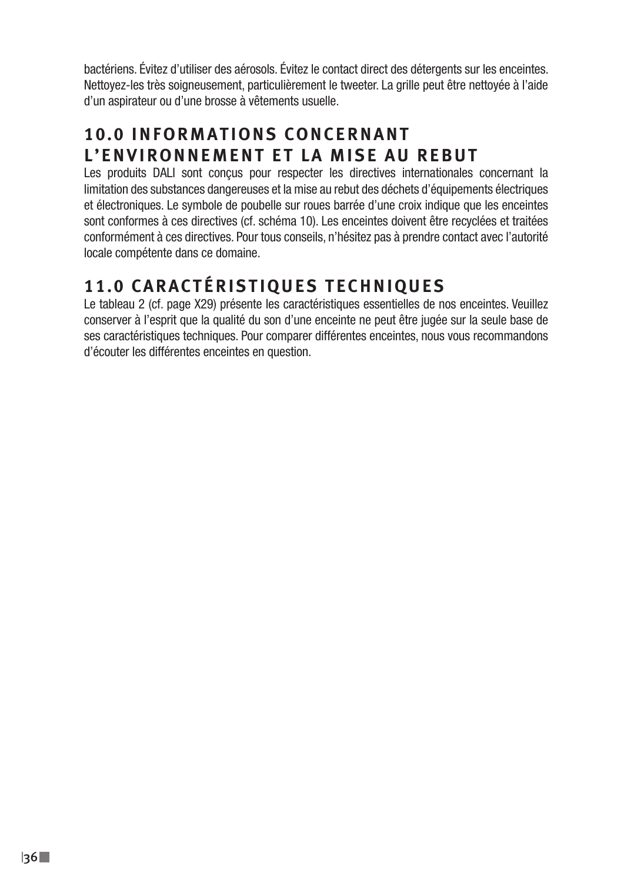bactériens. Évitez d'utiliser des aérosols. Évitez le contact direct des détergents sur les enceintes. Nettoyez-les très soigneusement, particulièrement le tweeter. La grille peut être nettoyée à l'aide d'un aspirateur ou d'une brosse à vêtements usuelle.

## 10.0 INFORMATIONS CONCERNANT L'ENVIRONNEMENT ET LA MISE AU REBUT

Les produits DALI sont conçus pour respecter les directives internationales concernant la limitation des substances dangereuses et la mise au rebut des déchets d'équipements électriques et électroniques. Le symbole de poubelle sur roues barrée d'une croix indique que les enceintes sont conformes à ces directives (cf. schéma 10). Les enceintes doivent être recyclées et traitées conformément à ces directives. Pour tous conseils, n'hésitez pas à prendre contact avec l'autorité locale compétente dans ce domaine.

## 11.0 CARACTÉRISTIQUES TECHNIQUES

Le tableau 2 (cf. page X29) présente les caractéristiques essentielles de nos enceintes. Veuillez conserver à l'esprit que la qualité du son d'une enceinte ne peut être jugée sur la seule base de ses caractéristiques techniques. Pour comparer différentes enceintes, nous vous recommandons d'écouter les différentes enceintes en question.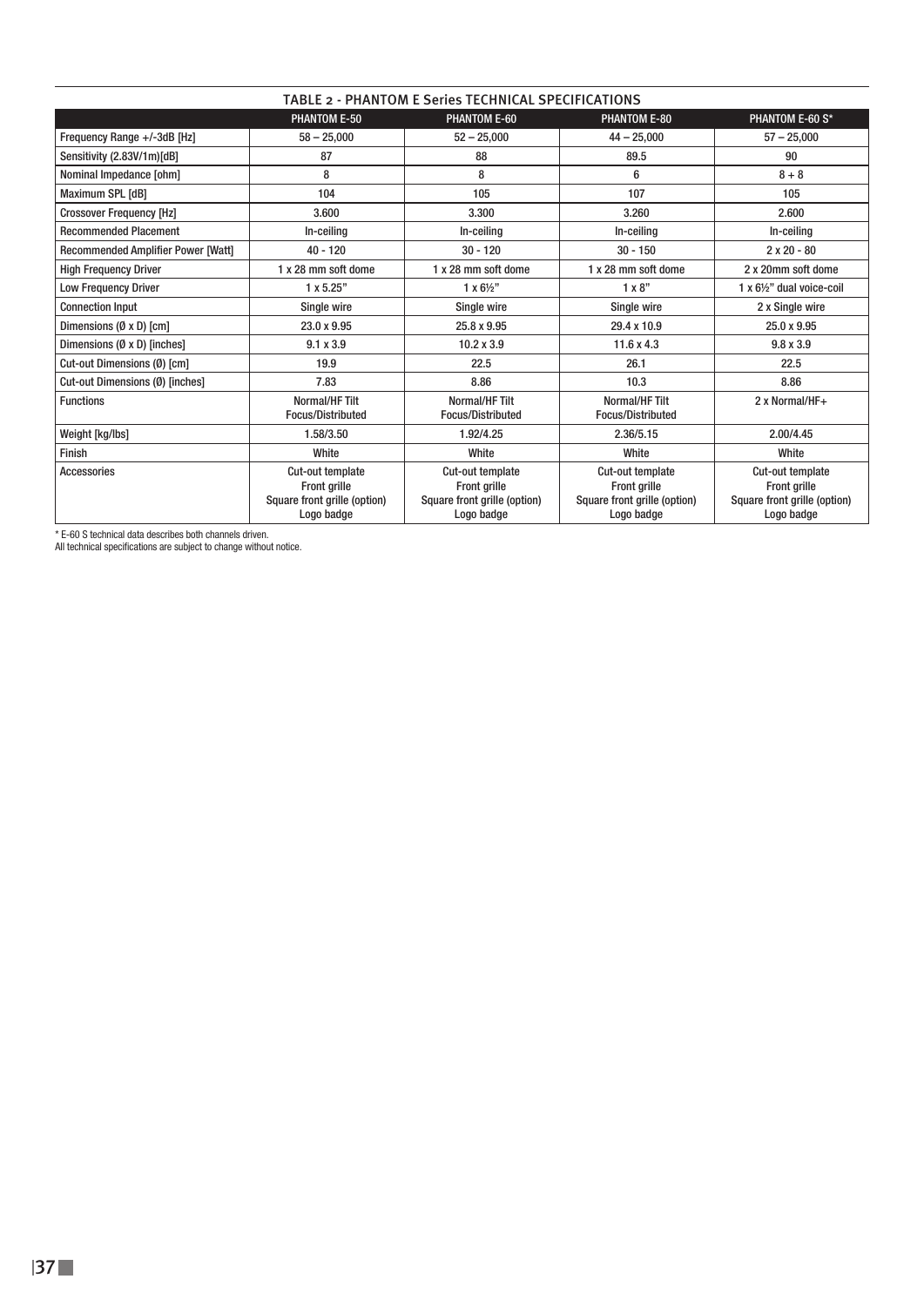## TABLE 2 - PHANTOM E Series TECHNICAL SPECIFICATIONS

| | PHANTOM E-50 | PHANTOM E-60 | PHANTOM E-80 | PHANTOM E-60 S* |
|---|---|---|---|---|
| Frequency Range +/-3dB [Hz] | 58 – 25,000 | 52 – 25,000 | 44 – 25,000 | 57 – 25,000 |
| Sensitivity (2.83V/1m)[dB] | 87 | 88 | 89.5 | 90 |
| Nominal Impedance [ohm] | 8 | 8 | 6 | 8 + 8 |
| Maximum SPL [dB] | 104 | 105 | 107 | 105 |
| Crossover Frequency [Hz] | 3.600 | 3.300 | 3.260 | 2.600 |
| Recommended Placement | In-ceiling | In-ceiling | In-ceiling | In-ceiling |
| Recommended Amplifier Power [Watt] | 40 - 120 | 30 - 120 | 30 - 150 | 2 x 20 - 80 |
| High Frequency Driver | 1 x 28 mm soft dome | 1 x 28 mm soft dome | 1 x 28 mm soft dome | 2 x 20mm soft dome |
| Low Frequency Driver | 1 x 5.25" | 1 x 6½" | 1 x 8" | 1 x 6½" dual voice-coil |
| Connection Input | Single wire | Single wire | Single wire | 2 x Single wire |
| Dimensions (Ø x D) [cm] | 23.0 x 9.95 | 25.8 x 9.95 | 29.4 x 10.9 | 25.0 x 9.95 |
| Dimensions (Ø x D) [inches] | 9.1 x 3.9 | 10.2 x 3.9 | 11.6 x 4.3 | 9.8 x 3.9 |
| Cut-out Dimensions (Ø) [cm] | 19.9 | 22.5 | 26.1 | 22.5 |
| Cut-out Dimensions (Ø) [inches] | 7.83 | 8.86 | 10.3 | 8.86 |
| Functions | Normal/HF Tilt Focus/Distributed | Normal/HF Tilt Focus/Distributed | Normal/HF Tilt Focus/Distributed | 2 x Normal/HF+ |
| Weight [kg/lbs] | 1.58/3.50 | 1.92/4.25 | 2.36/5.15 | 2.00/4.45 |
| Finish | White | White | White | White |
| Accessories | Cut-out template Front grille Square front grille (option) Logo badge | Cut-out template Front grille Square front grille (option) Logo badge | Cut-out template Front grille Square front grille (option) Logo badge | Cut-out template Front grille Square front grille (option) Logo badge |

* E-60 S technical data describes both channels driven.
All technical specifications are subject to change without notice.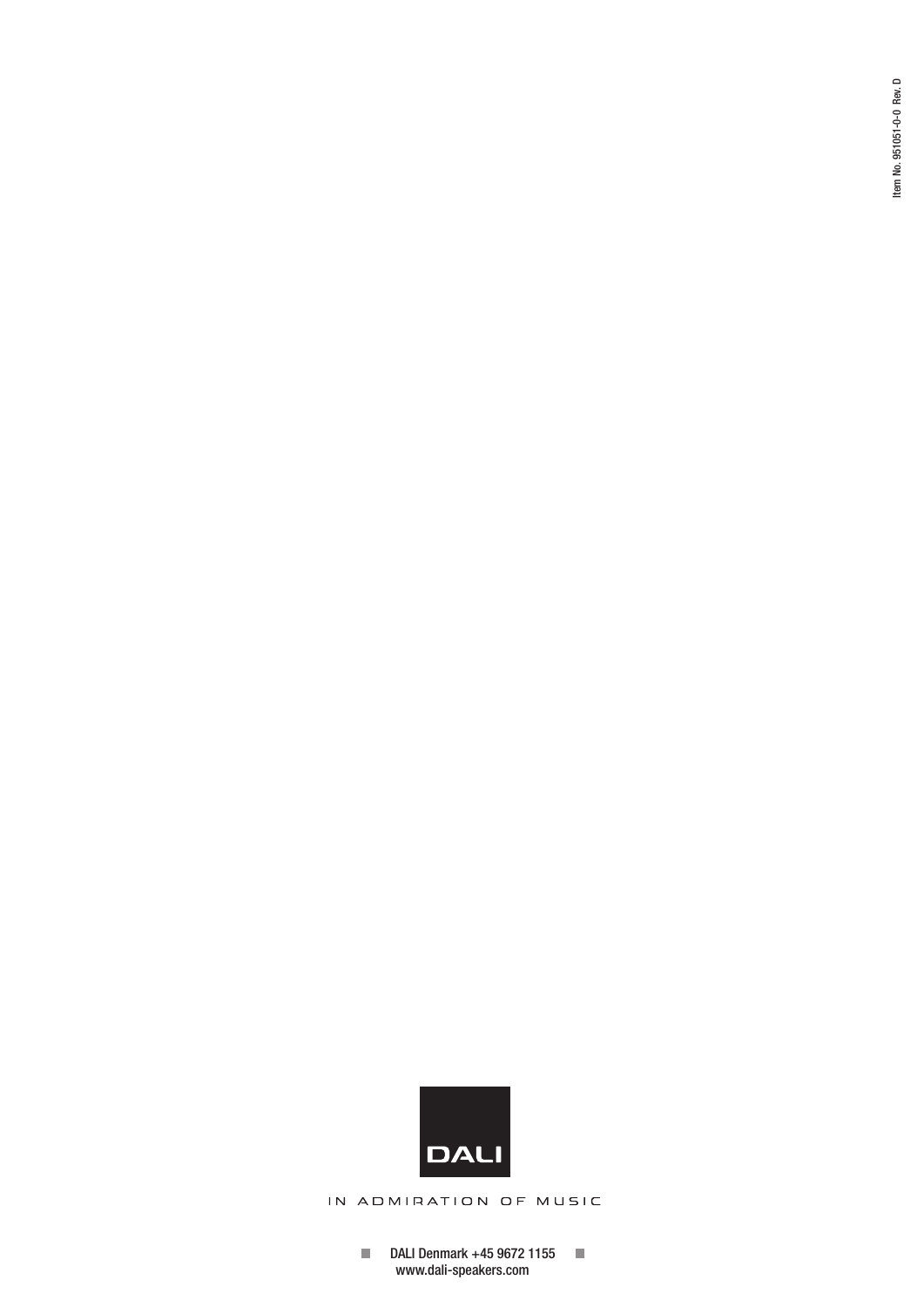Item No. 951051-0-0 Rev. D

DALI

IN ADMIRATION OF MUSIC

DALI Denmark +45 9672 1155

www.dali-speakers.com